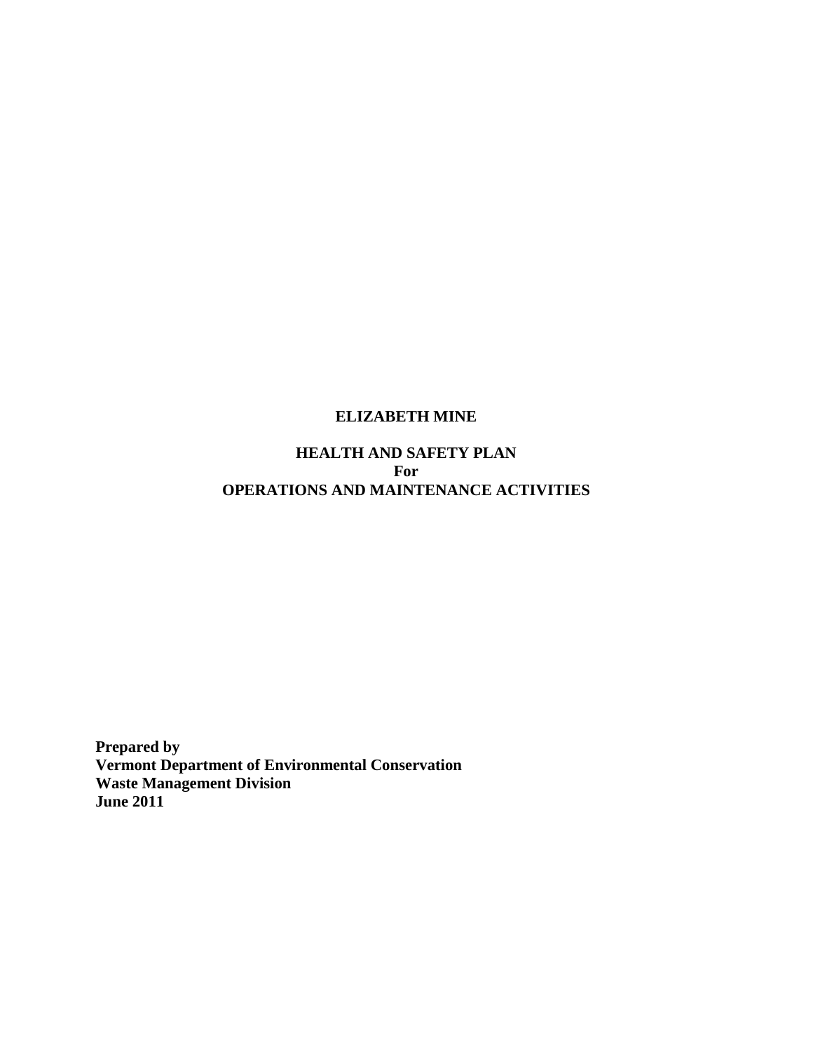# ELIZABETH MINE

## HEALTH AND SAFETY PLAN
## For
## OPERATIONS AND MAINTENANCE ACTIVITIES

**Prepared by**
**Vermont Department of Environmental Conservation**
**Waste Management Division**
**June 2011**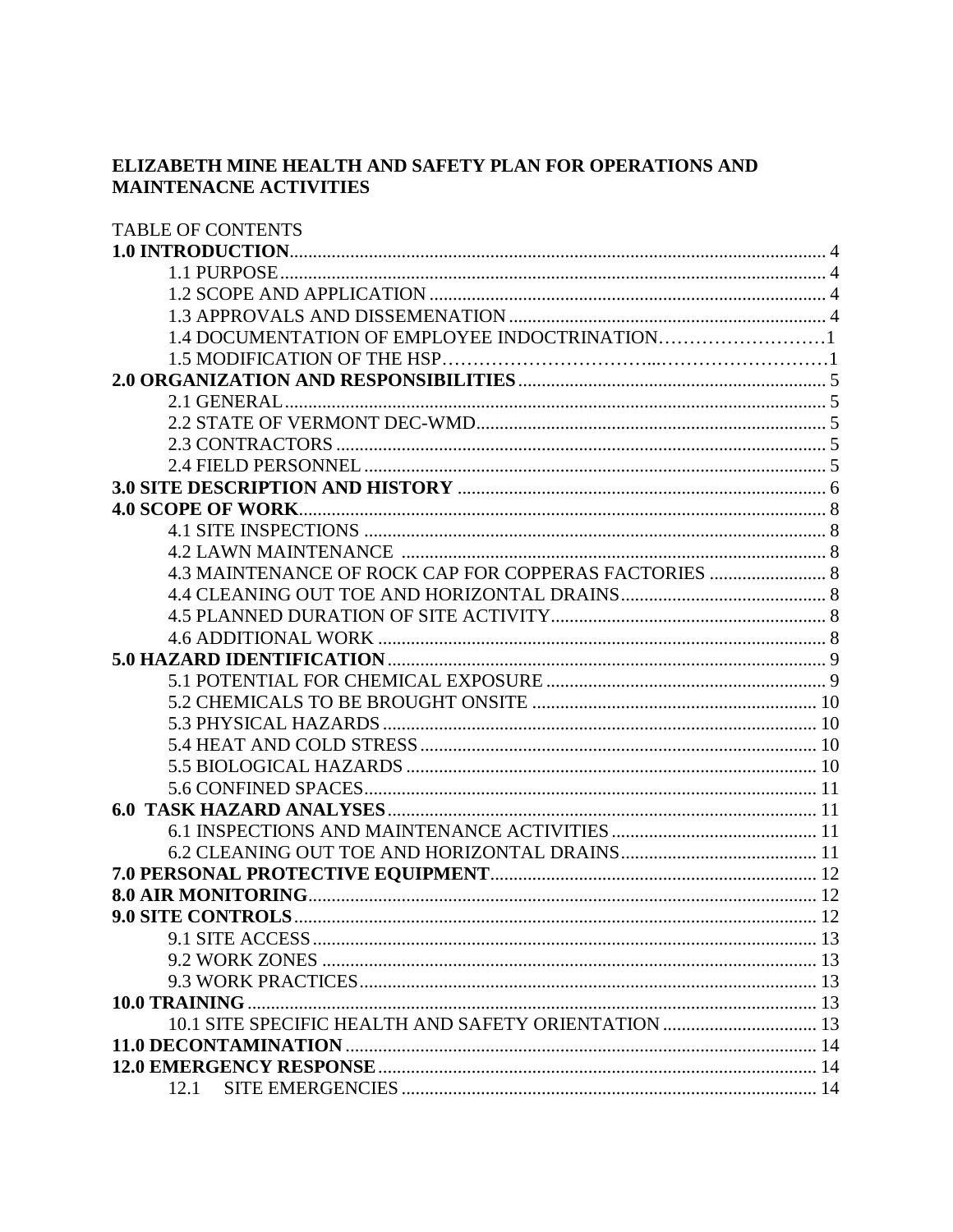**ELIZABETH MINE HEALTH AND SAFETY PLAN FOR OPERATIONS AND MAINTENACNE ACTIVITIES**

TABLE OF CONTENTS

**1.0 INTRODUCTION**........................................................................................................ 4
- 1.1 PURPOSE........................................................................................................ 4
- 1.2 SCOPE AND APPLICATION ........................................................................ 4
- 1.3 APPROVALS AND DISSEMENATION ......................................................... 4
- 1.4 DOCUMENTATION OF EMPLOYEE INDOCTRINATION……………………1
- 1.5 MODIFICATION OF THE HSP………………………...………………………1

**2.0 ORGANIZATION AND RESPONSIBILITIES** ................................................... 5
- 2.1 GENERAL ....................................................................................................... 5
- 2.2 STATE OF VERMONT DEC-WMD................................................................ 5
- 2.3 CONTRACTORS .............................................................................................. 5
- 2.4 FIELD PERSONNEL ........................................................................................ 5

**3.0 SITE DESCRIPTION AND HISTORY** ................................................................. 6

**4.0 SCOPE OF WORK**................................................................................................ 8
- 4.1 SITE INSPECTIONS ......................................................................................... 8
- 4.2 LAWN MAINTENANCE ................................................................................. 8
- 4.3 MAINTENANCE OF ROCK CAP FOR COPPERAS FACTORIES ................. 8
- 4.4 CLEANING OUT TOE AND HORIZONTAL DRAINS.................................... 8
- 4.5 PLANNED DURATION OF SITE ACTIVITY.................................................. 8
- 4.6 ADDITIONAL WORK ...................................................................................... 8

**5.0 HAZARD IDENTIFICATION**................................................................................ 9
- 5.1 POTENTIAL FOR CHEMICAL EXPOSURE ................................................... 9
- 5.2 CHEMICALS TO BE BROUGHT ONSITE ...................................................... 10
- 5.3 PHYSICAL HAZARDS ..................................................................................... 10
- 5.4 HEAT AND COLD STRESS .............................................................................. 10
- 5.5 BIOLOGICAL HAZARDS ................................................................................. 10
- 5.6 CONFINED SPACES.......................................................................................... 11

**6.0 TASK HAZARD ANALYSES**................................................................................ 11
- 6.1 INSPECTIONS AND MAINTENANCE ACTIVITIES ..................................... 11
- 6.2 CLEANING OUT TOE AND HORIZONTAL DRAINS................................... 11

**7.0 PERSONAL PROTECTIVE EQUIPMENT**.............................................................. 12

**8.0 AIR MONITORING**.................................................................................................. 12

**9.0 SITE CONTROLS**...................................................................................................... 12
- 9.1 SITE ACCESS ...................................................................................................... 13
- 9.2 WORK ZONES ..................................................................................................... 13
- 9.3 WORK PRACTICES............................................................................................. 13

**10.0 TRAINING** ............................................................................................................... 13
- 10.1 SITE SPECIFIC HEALTH AND SAFETY ORIENTATION ................................ 13

**11.0 DECONTAMINATION** ........................................................................................... 14

**12.0 EMERGENCY RESPONSE** ...................................................................................... 14
- 12.1 SITE EMERGENCIES ......................................................................................... 14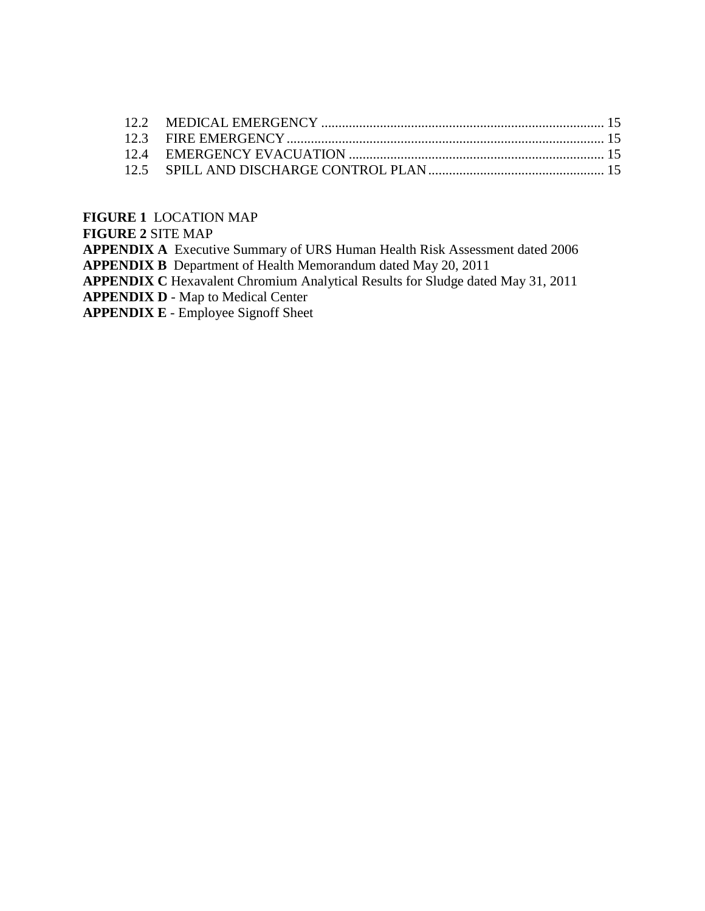12.2 MEDICAL EMERGENCY ........................................................................ 15
12.3 FIRE EMERGENCY ................................................................................ 15
12.4 EMERGENCY EVACUATION .................................................................. 15
12.5 SPILL AND DISCHARGE CONTROL PLAN ............................................. 15

**FIGURE 1** LOCATION MAP
**FIGURE 2** SITE MAP
**APPENDIX A** Executive Summary of URS Human Health Risk Assessment dated 2006
**APPENDIX B** Department of Health Memorandum dated May 20, 2011
**APPENDIX C** Hexavalent Chromium Analytical Results for Sludge dated May 31, 2011
**APPENDIX D** - Map to Medical Center
**APPENDIX E** - Employee Signoff Sheet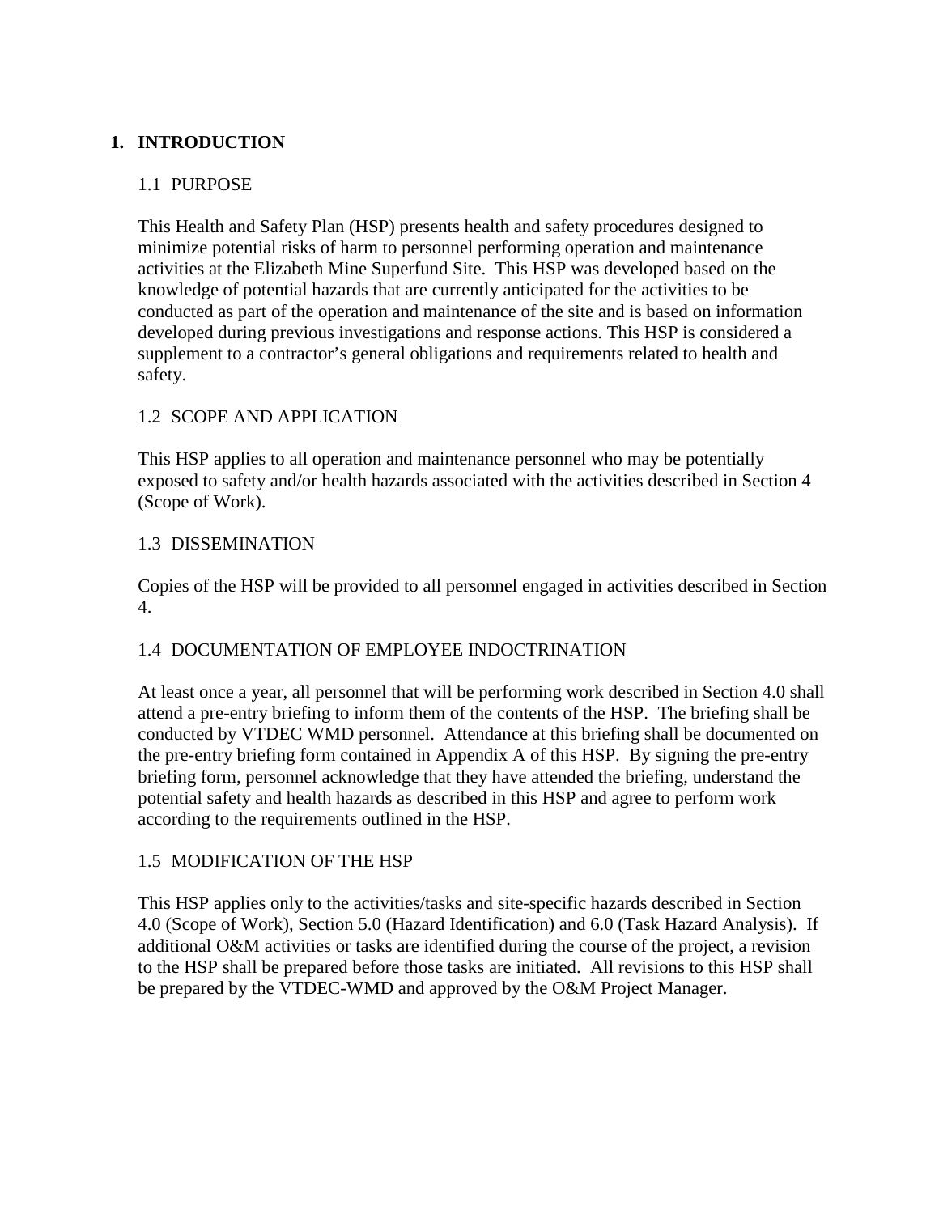# 1. INTRODUCTION

## 1.1 PURPOSE

This Health and Safety Plan (HSP) presents health and safety procedures designed to minimize potential risks of harm to personnel performing operation and maintenance activities at the Elizabeth Mine Superfund Site. This HSP was developed based on the knowledge of potential hazards that are currently anticipated for the activities to be conducted as part of the operation and maintenance of the site and is based on information developed during previous investigations and response actions. This HSP is considered a supplement to a contractor's general obligations and requirements related to health and safety.

## 1.2 SCOPE AND APPLICATION

This HSP applies to all operation and maintenance personnel who may be potentially exposed to safety and/or health hazards associated with the activities described in Section 4 (Scope of Work).

## 1.3 DISSEMINATION

Copies of the HSP will be provided to all personnel engaged in activities described in Section 4.

## 1.4 DOCUMENTATION OF EMPLOYEE INDOCTRINATION

At least once a year, all personnel that will be performing work described in Section 4.0 shall attend a pre-entry briefing to inform them of the contents of the HSP. The briefing shall be conducted by VTDEC WMD personnel. Attendance at this briefing shall be documented on the pre-entry briefing form contained in Appendix A of this HSP. By signing the pre-entry briefing form, personnel acknowledge that they have attended the briefing, understand the potential safety and health hazards as described in this HSP and agree to perform work according to the requirements outlined in the HSP.

## 1.5 MODIFICATION OF THE HSP

This HSP applies only to the activities/tasks and site-specific hazards described in Section 4.0 (Scope of Work), Section 5.0 (Hazard Identification) and 6.0 (Task Hazard Analysis). If additional O&M activities or tasks are identified during the course of the project, a revision to the HSP shall be prepared before those tasks are initiated. All revisions to this HSP shall be prepared by the VTDEC-WMD and approved by the O&M Project Manager.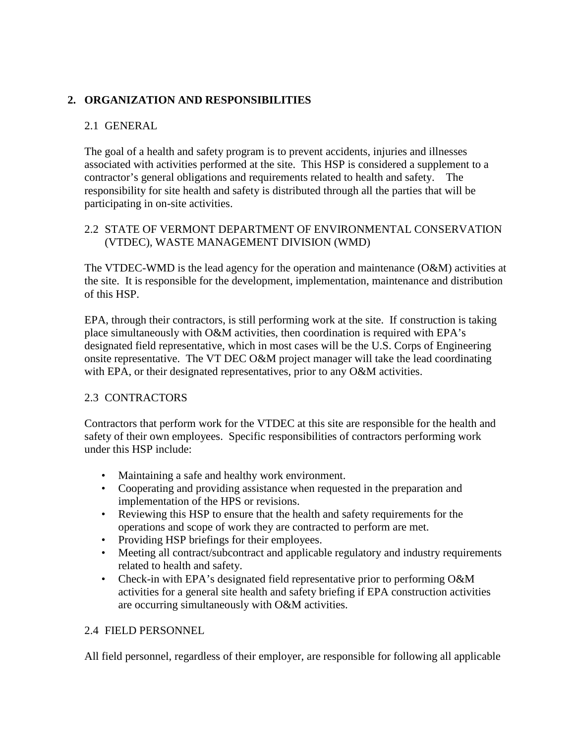# 2. ORGANIZATION AND RESPONSIBILITIES

## 2.1 GENERAL

The goal of a health and safety program is to prevent accidents, injuries and illnesses associated with activities performed at the site. This HSP is considered a supplement to a contractor's general obligations and requirements related to health and safety. The responsibility for site health and safety is distributed through all the parties that will be participating in on-site activities.

## 2.2 STATE OF VERMONT DEPARTMENT OF ENVIRONMENTAL CONSERVATION (VTDEC), WASTE MANAGEMENT DIVISION (WMD)

The VTDEC-WMD is the lead agency for the operation and maintenance (O&M) activities at the site. It is responsible for the development, implementation, maintenance and distribution of this HSP.

EPA, through their contractors, is still performing work at the site. If construction is taking place simultaneously with O&M activities, then coordination is required with EPA's designated field representative, which in most cases will be the U.S. Corps of Engineering onsite representative. The VT DEC O&M project manager will take the lead coordinating with EPA, or their designated representatives, prior to any O&M activities.

## 2.3 CONTRACTORS

Contractors that perform work for the VTDEC at this site are responsible for the health and safety of their own employees. Specific responsibilities of contractors performing work under this HSP include:

- Maintaining a safe and healthy work environment.
- Cooperating and providing assistance when requested in the preparation and implementation of the HPS or revisions.
- Reviewing this HSP to ensure that the health and safety requirements for the operations and scope of work they are contracted to perform are met.
- Providing HSP briefings for their employees.
- Meeting all contract/subcontract and applicable regulatory and industry requirements related to health and safety.
- Check-in with EPA's designated field representative prior to performing O&M activities for a general site health and safety briefing if EPA construction activities are occurring simultaneously with O&M activities.

## 2.4 FIELD PERSONNEL

All field personnel, regardless of their employer, are responsible for following all applicable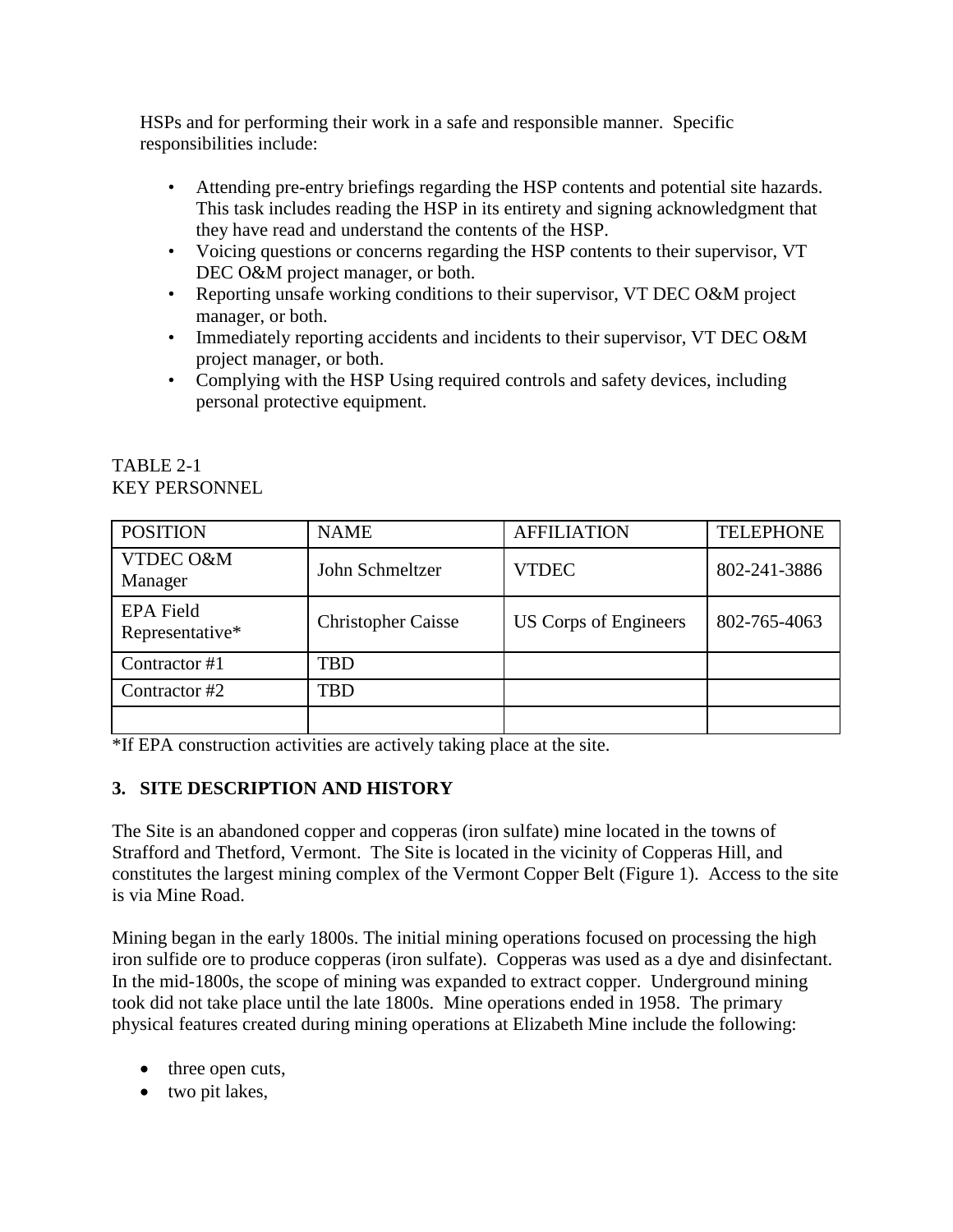HSPs and for performing their work in a safe and responsible manner. Specific responsibilities include:

- Attending pre-entry briefings regarding the HSP contents and potential site hazards. This task includes reading the HSP in its entirety and signing acknowledgment that they have read and understand the contents of the HSP.
- Voicing questions or concerns regarding the HSP contents to their supervisor, VT DEC O&M project manager, or both.
- Reporting unsafe working conditions to their supervisor, VT DEC O&M project manager, or both.
- Immediately reporting accidents and incidents to their supervisor, VT DEC O&M project manager, or both.
- Complying with the HSP Using required controls and safety devices, including personal protective equipment.

TABLE 2-1
KEY PERSONNEL

| POSITION | NAME | AFFILIATION | TELEPHONE |
|---|---|---|---|
| VTDEC O&M Manager | John Schmeltzer | VTDEC | 802-241-3886 |
| EPA Field Representative* | Christopher Caisse | US Corps of Engineers | 802-765-4063 |
| Contractor #1 | TBD | | |
| Contractor #2 | TBD | | |
| | | | |

*If EPA construction activities are actively taking place at the site.

## 3. SITE DESCRIPTION AND HISTORY

The Site is an abandoned copper and copperas (iron sulfate) mine located in the towns of Strafford and Thetford, Vermont. The Site is located in the vicinity of Copperas Hill, and constitutes the largest mining complex of the Vermont Copper Belt (Figure 1). Access to the site is via Mine Road.

Mining began in the early 1800s. The initial mining operations focused on processing the high iron sulfide ore to produce copperas (iron sulfate). Copperas was used as a dye and disinfectant. In the mid-1800s, the scope of mining was expanded to extract copper. Underground mining took did not take place until the late 1800s. Mine operations ended in 1958. The primary physical features created during mining operations at Elizabeth Mine include the following:

- three open cuts,
- two pit lakes,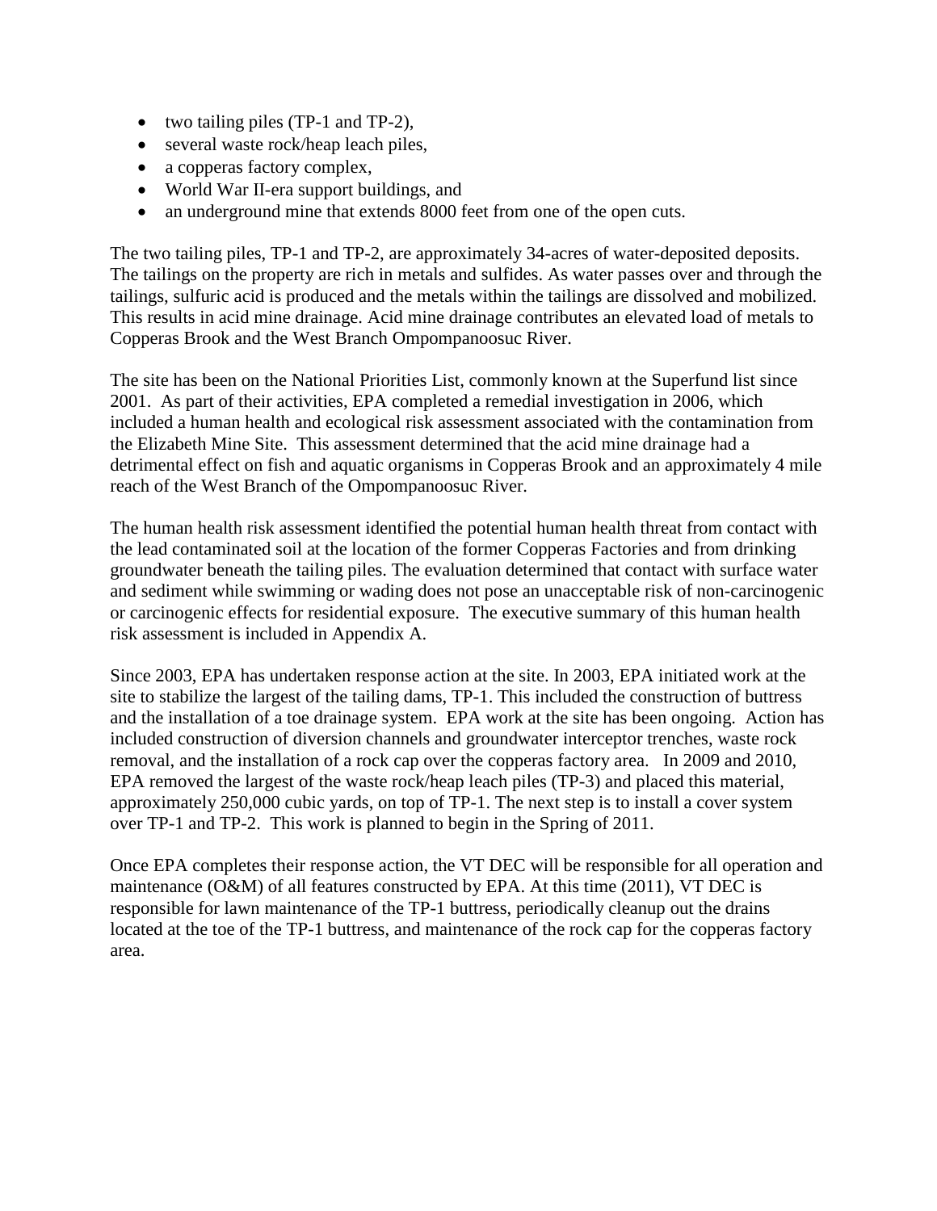- two tailing piles (TP-1 and TP-2),
- several waste rock/heap leach piles,
- a copperas factory complex,
- World War II-era support buildings, and
- an underground mine that extends 8000 feet from one of the open cuts.

The two tailing piles, TP-1 and TP-2, are approximately 34-acres of water-deposited deposits. The tailings on the property are rich in metals and sulfides. As water passes over and through the tailings, sulfuric acid is produced and the metals within the tailings are dissolved and mobilized. This results in acid mine drainage. Acid mine drainage contributes an elevated load of metals to Copperas Brook and the West Branch Ompompanoosuc River.

The site has been on the National Priorities List, commonly known at the Superfund list since 2001. As part of their activities, EPA completed a remedial investigation in 2006, which included a human health and ecological risk assessment associated with the contamination from the Elizabeth Mine Site. This assessment determined that the acid mine drainage had a detrimental effect on fish and aquatic organisms in Copperas Brook and an approximately 4 mile reach of the West Branch of the Ompompanoosuc River.

The human health risk assessment identified the potential human health threat from contact with the lead contaminated soil at the location of the former Copperas Factories and from drinking groundwater beneath the tailing piles. The evaluation determined that contact with surface water and sediment while swimming or wading does not pose an unacceptable risk of non-carcinogenic or carcinogenic effects for residential exposure. The executive summary of this human health risk assessment is included in Appendix A.

Since 2003, EPA has undertaken response action at the site. In 2003, EPA initiated work at the site to stabilize the largest of the tailing dams, TP-1. This included the construction of buttress and the installation of a toe drainage system. EPA work at the site has been ongoing. Action has included construction of diversion channels and groundwater interceptor trenches, waste rock removal, and the installation of a rock cap over the copperas factory area. In 2009 and 2010, EPA removed the largest of the waste rock/heap leach piles (TP-3) and placed this material, approximately 250,000 cubic yards, on top of TP-1. The next step is to install a cover system over TP-1 and TP-2. This work is planned to begin in the Spring of 2011.

Once EPA completes their response action, the VT DEC will be responsible for all operation and maintenance (O&M) of all features constructed by EPA. At this time (2011), VT DEC is responsible for lawn maintenance of the TP-1 buttress, periodically cleanup out the drains located at the toe of the TP-1 buttress, and maintenance of the rock cap for the copperas factory area.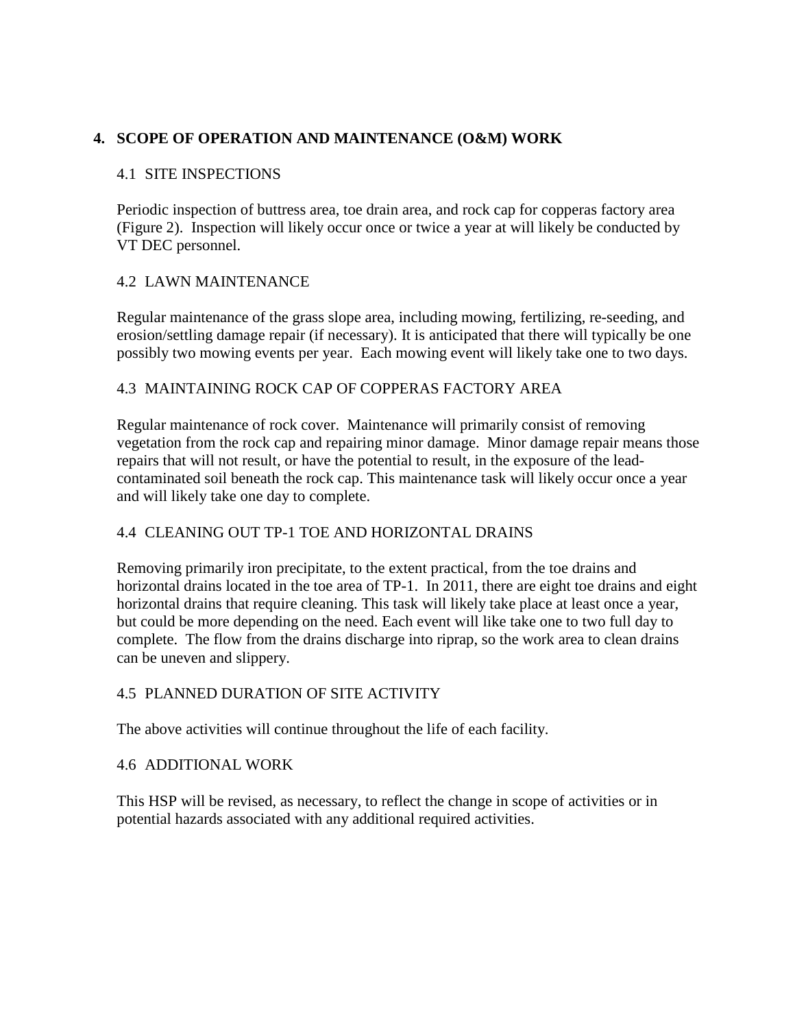## 4. SCOPE OF OPERATION AND MAINTENANCE (O&M) WORK

### 4.1 SITE INSPECTIONS

Periodic inspection of buttress area, toe drain area, and rock cap for copperas factory area (Figure 2). Inspection will likely occur once or twice a year at will likely be conducted by VT DEC personnel.

### 4.2 LAWN MAINTENANCE

Regular maintenance of the grass slope area, including mowing, fertilizing, re-seeding, and erosion/settling damage repair (if necessary). It is anticipated that there will typically be one possibly two mowing events per year. Each mowing event will likely take one to two days.

### 4.3 MAINTAINING ROCK CAP OF COPPERAS FACTORY AREA

Regular maintenance of rock cover. Maintenance will primarily consist of removing vegetation from the rock cap and repairing minor damage. Minor damage repair means those repairs that will not result, or have the potential to result, in the exposure of the lead-contaminated soil beneath the rock cap. This maintenance task will likely occur once a year and will likely take one day to complete.

### 4.4 CLEANING OUT TP-1 TOE AND HORIZONTAL DRAINS

Removing primarily iron precipitate, to the extent practical, from the toe drains and horizontal drains located in the toe area of TP-1. In 2011, there are eight toe drains and eight horizontal drains that require cleaning. This task will likely take place at least once a year, but could be more depending on the need. Each event will like take one to two full day to complete. The flow from the drains discharge into riprap, so the work area to clean drains can be uneven and slippery.

### 4.5 PLANNED DURATION OF SITE ACTIVITY

The above activities will continue throughout the life of each facility.

### 4.6 ADDITIONAL WORK

This HSP will be revised, as necessary, to reflect the change in scope of activities or in potential hazards associated with any additional required activities.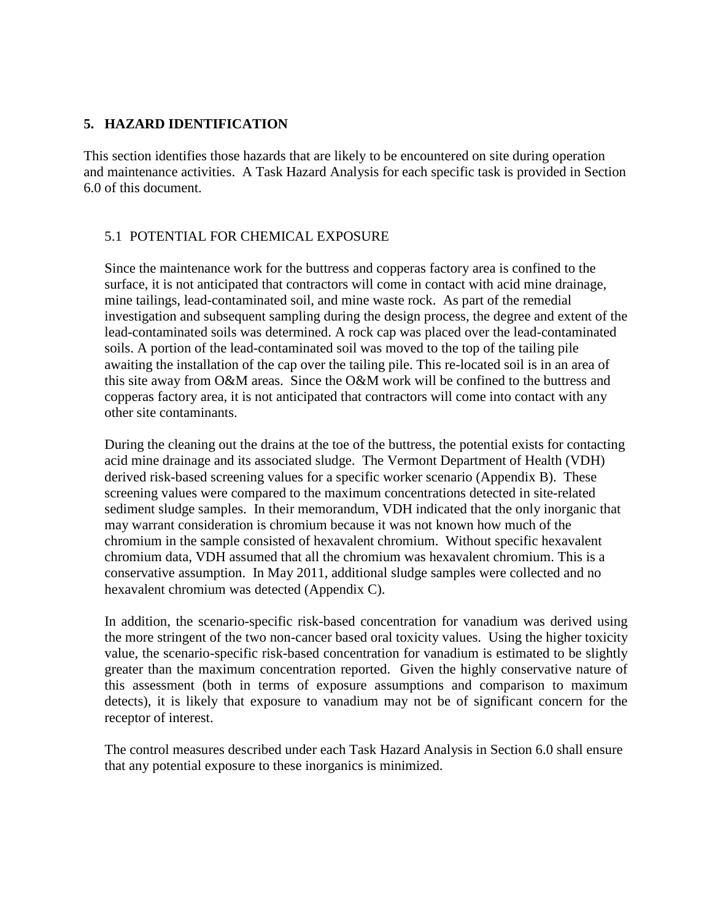## 5. HAZARD IDENTIFICATION

This section identifies those hazards that are likely to be encountered on site during operation and maintenance activities. A Task Hazard Analysis for each specific task is provided in Section 6.0 of this document.

### 5.1 POTENTIAL FOR CHEMICAL EXPOSURE

Since the maintenance work for the buttress and copperas factory area is confined to the surface, it is not anticipated that contractors will come in contact with acid mine drainage, mine tailings, lead-contaminated soil, and mine waste rock. As part of the remedial investigation and subsequent sampling during the design process, the degree and extent of the lead-contaminated soils was determined. A rock cap was placed over the lead-contaminated soils. A portion of the lead-contaminated soil was moved to the top of the tailing pile awaiting the installation of the cap over the tailing pile. This re-located soil is in an area of this site away from O&M areas. Since the O&M work will be confined to the buttress and copperas factory area, it is not anticipated that contractors will come into contact with any other site contaminants.

During the cleaning out the drains at the toe of the buttress, the potential exists for contacting acid mine drainage and its associated sludge. The Vermont Department of Health (VDH) derived risk-based screening values for a specific worker scenario (Appendix B). These screening values were compared to the maximum concentrations detected in site-related sediment sludge samples. In their memorandum, VDH indicated that the only inorganic that may warrant consideration is chromium because it was not known how much of the chromium in the sample consisted of hexavalent chromium. Without specific hexavalent chromium data, VDH assumed that all the chromium was hexavalent chromium. This is a conservative assumption. In May 2011, additional sludge samples were collected and no hexavalent chromium was detected (Appendix C).

In addition, the scenario-specific risk-based concentration for vanadium was derived using the more stringent of the two non-cancer based oral toxicity values. Using the higher toxicity value, the scenario-specific risk-based concentration for vanadium is estimated to be slightly greater than the maximum concentration reported. Given the highly conservative nature of this assessment (both in terms of exposure assumptions and comparison to maximum detects), it is likely that exposure to vanadium may not be of significant concern for the receptor of interest.

The control measures described under each Task Hazard Analysis in Section 6.0 shall ensure that any potential exposure to these inorganics is minimized.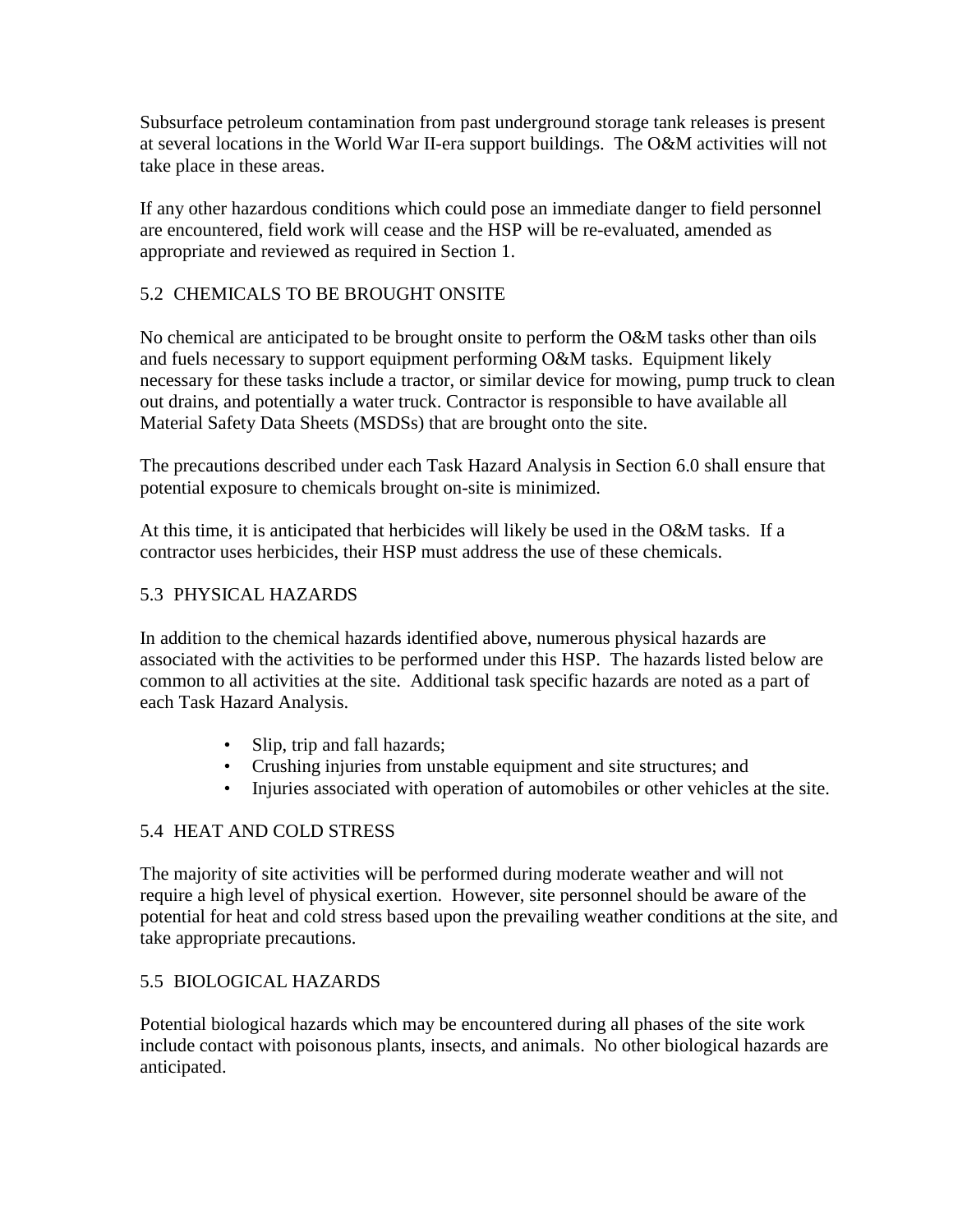Subsurface petroleum contamination from past underground storage tank releases is present at several locations in the World War II-era support buildings. The O&M activities will not take place in these areas.

If any other hazardous conditions which could pose an immediate danger to field personnel are encountered, field work will cease and the HSP will be re-evaluated, amended as appropriate and reviewed as required in Section 1.

## 5.2 CHEMICALS TO BE BROUGHT ONSITE

No chemical are anticipated to be brought onsite to perform the O&M tasks other than oils and fuels necessary to support equipment performing O&M tasks. Equipment likely necessary for these tasks include a tractor, or similar device for mowing, pump truck to clean out drains, and potentially a water truck. Contractor is responsible to have available all Material Safety Data Sheets (MSDSs) that are brought onto the site.

The precautions described under each Task Hazard Analysis in Section 6.0 shall ensure that potential exposure to chemicals brought on-site is minimized.

At this time, it is anticipated that herbicides will likely be used in the O&M tasks. If a contractor uses herbicides, their HSP must address the use of these chemicals.

## 5.3 PHYSICAL HAZARDS

In addition to the chemical hazards identified above, numerous physical hazards are associated with the activities to be performed under this HSP. The hazards listed below are common to all activities at the site. Additional task specific hazards are noted as a part of each Task Hazard Analysis.

- Slip, trip and fall hazards;
- Crushing injuries from unstable equipment and site structures; and
- Injuries associated with operation of automobiles or other vehicles at the site.

## 5.4 HEAT AND COLD STRESS

The majority of site activities will be performed during moderate weather and will not require a high level of physical exertion. However, site personnel should be aware of the potential for heat and cold stress based upon the prevailing weather conditions at the site, and take appropriate precautions.

## 5.5 BIOLOGICAL HAZARDS

Potential biological hazards which may be encountered during all phases of the site work include contact with poisonous plants, insects, and animals. No other biological hazards are anticipated.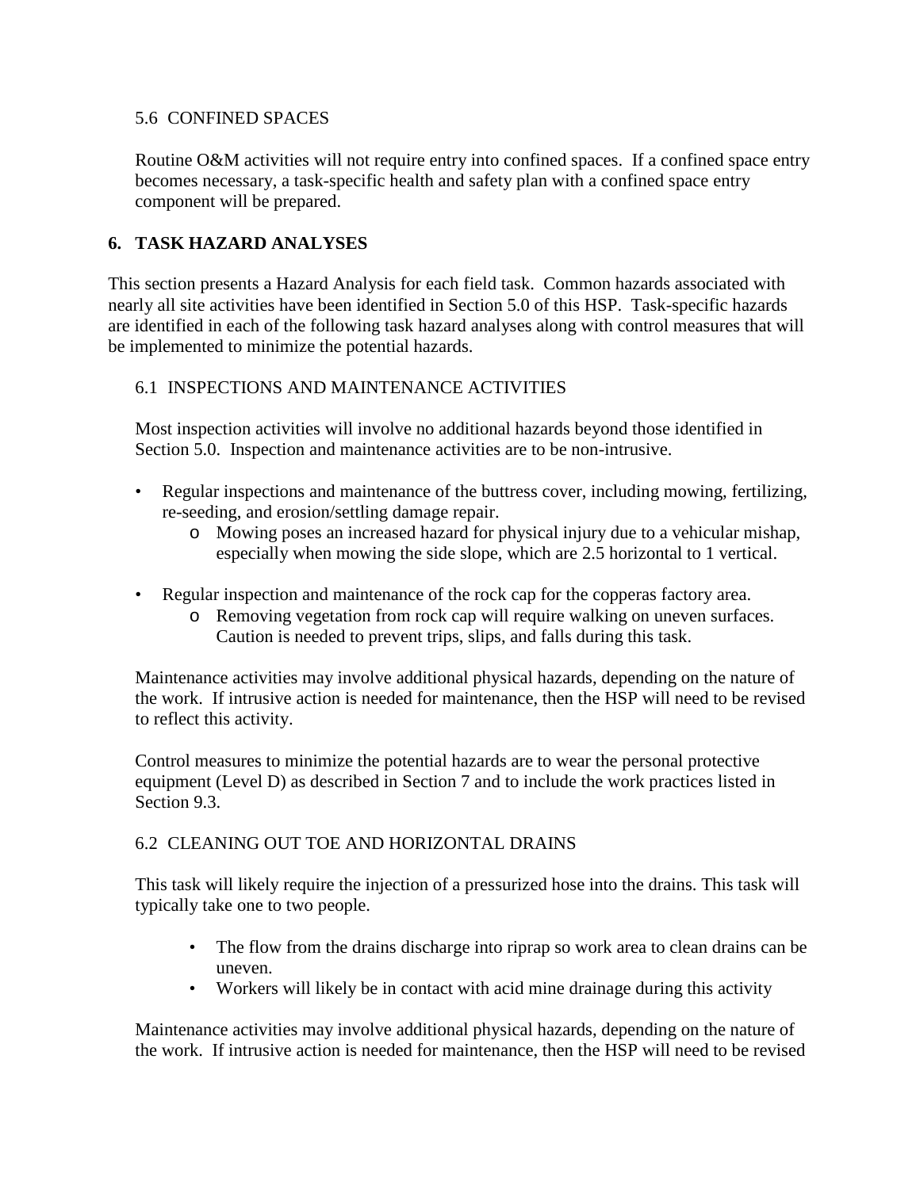### 5.6 CONFINED SPACES

Routine O&M activities will not require entry into confined spaces. If a confined space entry becomes necessary, a task-specific health and safety plan with a confined space entry component will be prepared.

## 6. TASK HAZARD ANALYSES

This section presents a Hazard Analysis for each field task. Common hazards associated with nearly all site activities have been identified in Section 5.0 of this HSP. Task-specific hazards are identified in each of the following task hazard analyses along with control measures that will be implemented to minimize the potential hazards.

### 6.1 INSPECTIONS AND MAINTENANCE ACTIVITIES

Most inspection activities will involve no additional hazards beyond those identified in Section 5.0. Inspection and maintenance activities are to be non-intrusive.

- Regular inspections and maintenance of the buttress cover, including mowing, fertilizing, re-seeding, and erosion/settling damage repair.
  - Mowing poses an increased hazard for physical injury due to a vehicular mishap, especially when mowing the side slope, which are 2.5 horizontal to 1 vertical.
- Regular inspection and maintenance of the rock cap for the copperas factory area.
  - Removing vegetation from rock cap will require walking on uneven surfaces. Caution is needed to prevent trips, slips, and falls during this task.

Maintenance activities may involve additional physical hazards, depending on the nature of the work. If intrusive action is needed for maintenance, then the HSP will need to be revised to reflect this activity.

Control measures to minimize the potential hazards are to wear the personal protective equipment (Level D) as described in Section 7 and to include the work practices listed in Section 9.3.

### 6.2 CLEANING OUT TOE AND HORIZONTAL DRAINS

This task will likely require the injection of a pressurized hose into the drains. This task will typically take one to two people.

- The flow from the drains discharge into riprap so work area to clean drains can be uneven.
- Workers will likely be in contact with acid mine drainage during this activity

Maintenance activities may involve additional physical hazards, depending on the nature of the work. If intrusive action is needed for maintenance, then the HSP will need to be revised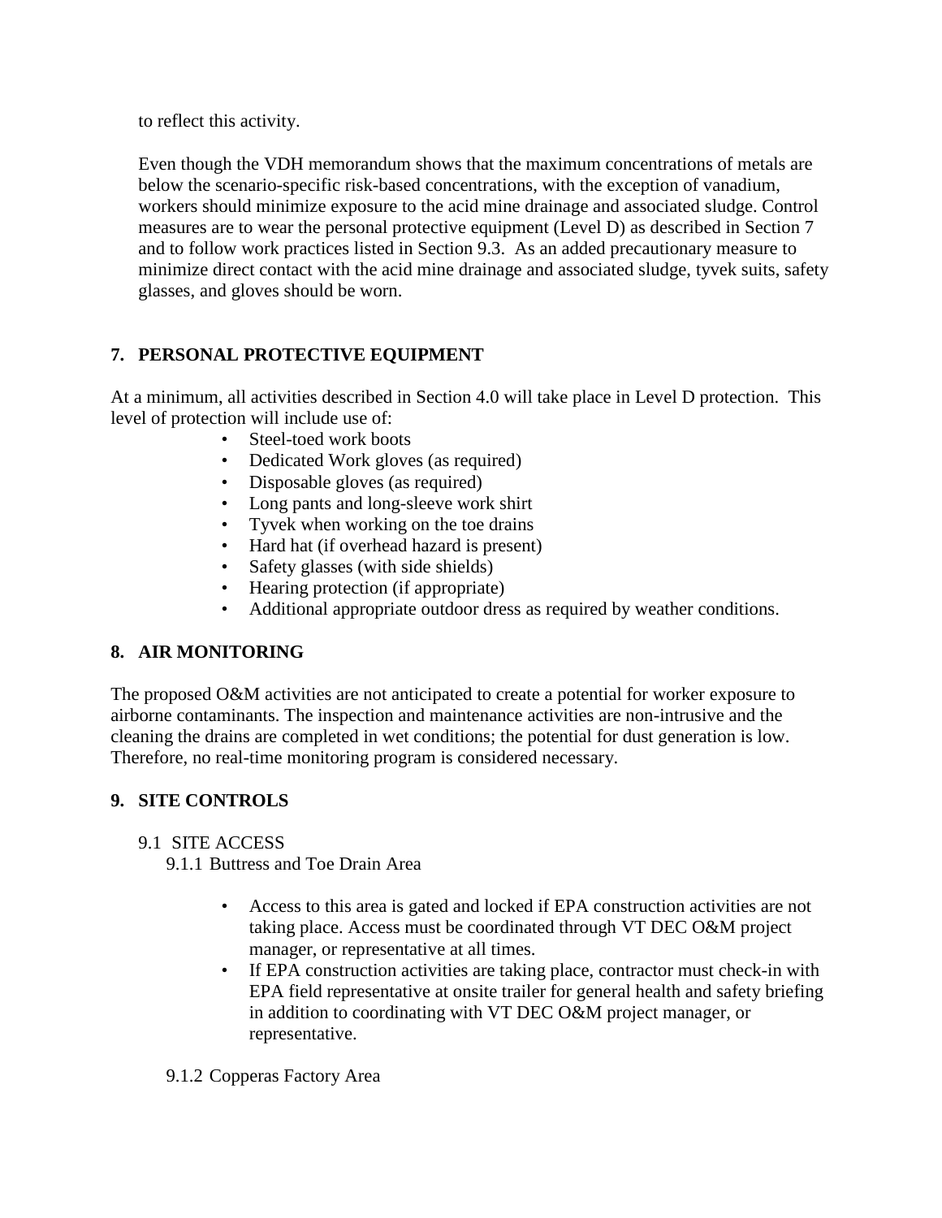to reflect this activity.

Even though the VDH memorandum shows that the maximum concentrations of metals are below the scenario-specific risk-based concentrations, with the exception of vanadium, workers should minimize exposure to the acid mine drainage and associated sludge. Control measures are to wear the personal protective equipment (Level D) as described in Section 7 and to follow work practices listed in Section 9.3. As an added precautionary measure to minimize direct contact with the acid mine drainage and associated sludge, tyvek suits, safety glasses, and gloves should be worn.

## 7. PERSONAL PROTECTIVE EQUIPMENT

At a minimum, all activities described in Section 4.0 will take place in Level D protection. This level of protection will include use of:

- Steel-toed work boots
- Dedicated Work gloves (as required)
- Disposable gloves (as required)
- Long pants and long-sleeve work shirt
- Tyvek when working on the toe drains
- Hard hat (if overhead hazard is present)
- Safety glasses (with side shields)
- Hearing protection (if appropriate)
- Additional appropriate outdoor dress as required by weather conditions.

## 8. AIR MONITORING

The proposed O&M activities are not anticipated to create a potential for worker exposure to airborne contaminants. The inspection and maintenance activities are non-intrusive and the cleaning the drains are completed in wet conditions; the potential for dust generation is low. Therefore, no real-time monitoring program is considered necessary.

## 9. SITE CONTROLS

### 9.1 SITE ACCESS

#### 9.1.1 Buttress and Toe Drain Area

- Access to this area is gated and locked if EPA construction activities are not taking place. Access must be coordinated through VT DEC O&M project manager, or representative at all times.
- If EPA construction activities are taking place, contractor must check-in with EPA field representative at onsite trailer for general health and safety briefing in addition to coordinating with VT DEC O&M project manager, or representative.

#### 9.1.2 Copperas Factory Area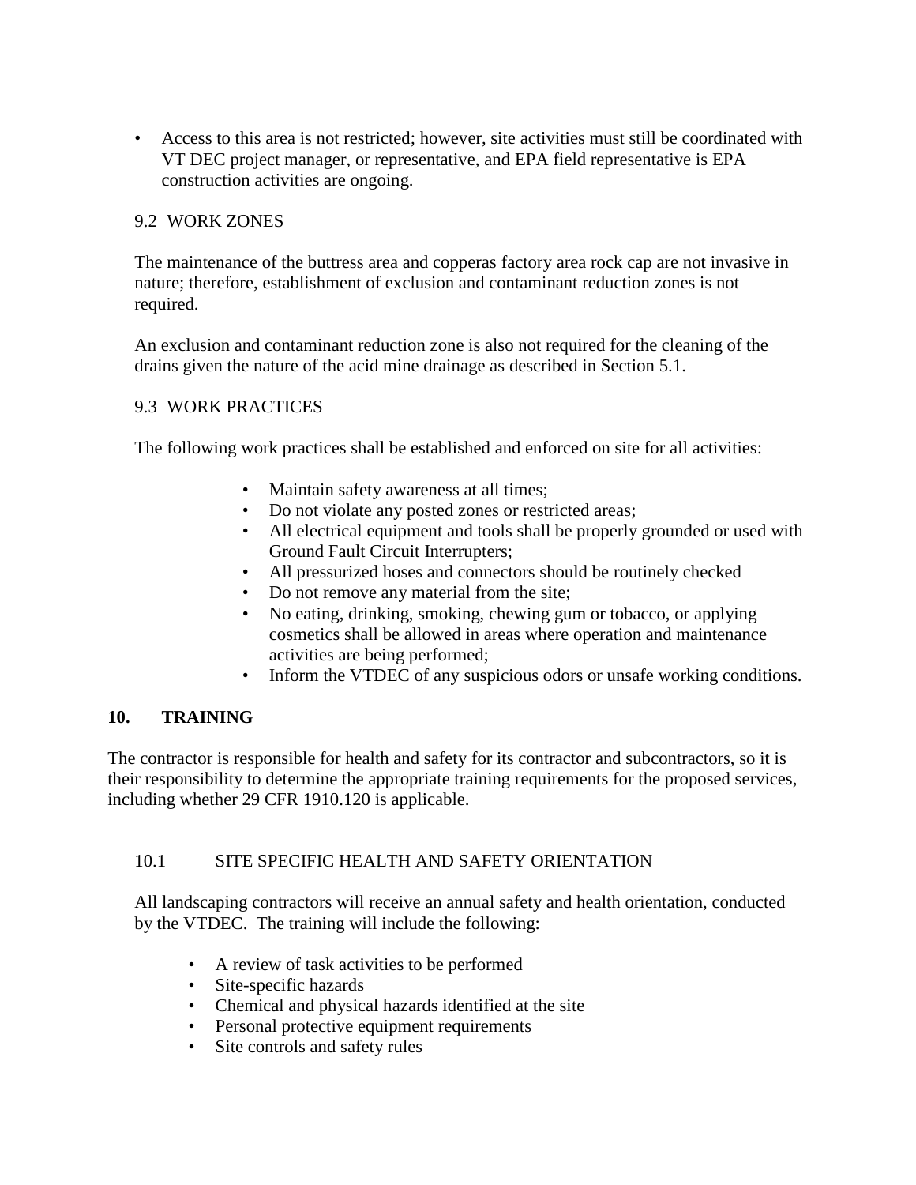- Access to this area is not restricted; however, site activities must still be coordinated with VT DEC project manager, or representative, and EPA field representative is EPA construction activities are ongoing.

### 9.2 WORK ZONES

The maintenance of the buttress area and copperas factory area rock cap are not invasive in nature; therefore, establishment of exclusion and contaminant reduction zones is not required.

An exclusion and contaminant reduction zone is also not required for the cleaning of the drains given the nature of the acid mine drainage as described in Section 5.1.

### 9.3 WORK PRACTICES

The following work practices shall be established and enforced on site for all activities:

- Maintain safety awareness at all times;
- Do not violate any posted zones or restricted areas;
- All electrical equipment and tools shall be properly grounded or used with Ground Fault Circuit Interrupters;
- All pressurized hoses and connectors should be routinely checked
- Do not remove any material from the site;
- No eating, drinking, smoking, chewing gum or tobacco, or applying cosmetics shall be allowed in areas where operation and maintenance activities are being performed;
- Inform the VTDEC of any suspicious odors or unsafe working conditions.

## 10. TRAINING

The contractor is responsible for health and safety for its contractor and subcontractors, so it is their responsibility to determine the appropriate training requirements for the proposed services, including whether 29 CFR 1910.120 is applicable.

### 10.1 SITE SPECIFIC HEALTH AND SAFETY ORIENTATION

All landscaping contractors will receive an annual safety and health orientation, conducted by the VTDEC. The training will include the following:

- A review of task activities to be performed
- Site-specific hazards
- Chemical and physical hazards identified at the site
- Personal protective equipment requirements
- Site controls and safety rules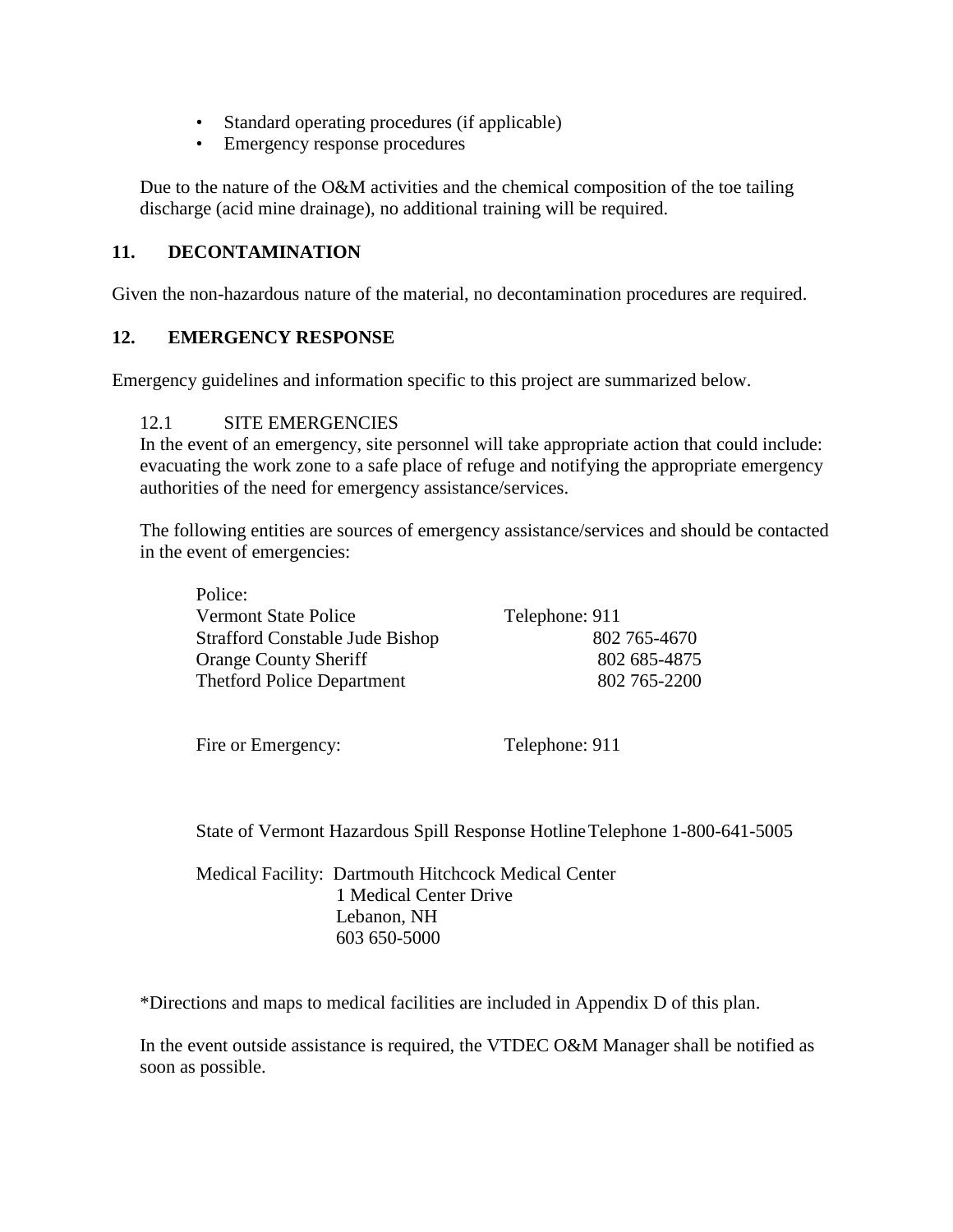- Standard operating procedures (if applicable)
- Emergency response procedures

Due to the nature of the O&M activities and the chemical composition of the toe tailing discharge (acid mine drainage), no additional training will be required.

## 11. DECONTAMINATION

Given the non-hazardous nature of the material, no decontamination procedures are required.

## 12. EMERGENCY RESPONSE

Emergency guidelines and information specific to this project are summarized below.

### 12.1 SITE EMERGENCIES

In the event of an emergency, site personnel will take appropriate action that could include: evacuating the work zone to a safe place of refuge and notifying the appropriate emergency authorities of the need for emergency assistance/services.

The following entities are sources of emergency assistance/services and should be contacted in the event of emergencies:

| Police: | |
|---|---|
| Vermont State Police | Telephone: 911 |
| Strafford Constable Jude Bishop | 802 765-4670 |
| Orange County Sheriff | 802 685-4875 |
| Thetford Police Department | 802 765-2200 |
| | |
| Fire or Emergency: | Telephone: 911 |

State of Vermont Hazardous Spill Response Hotline Telephone 1-800-641-5005

Medical Facility: Dartmouth Hitchcock Medical Center
1 Medical Center Drive
Lebanon, NH
603 650-5000

*Directions and maps to medical facilities are included in Appendix D of this plan.

In the event outside assistance is required, the VTDEC O&M Manager shall be notified as soon as possible.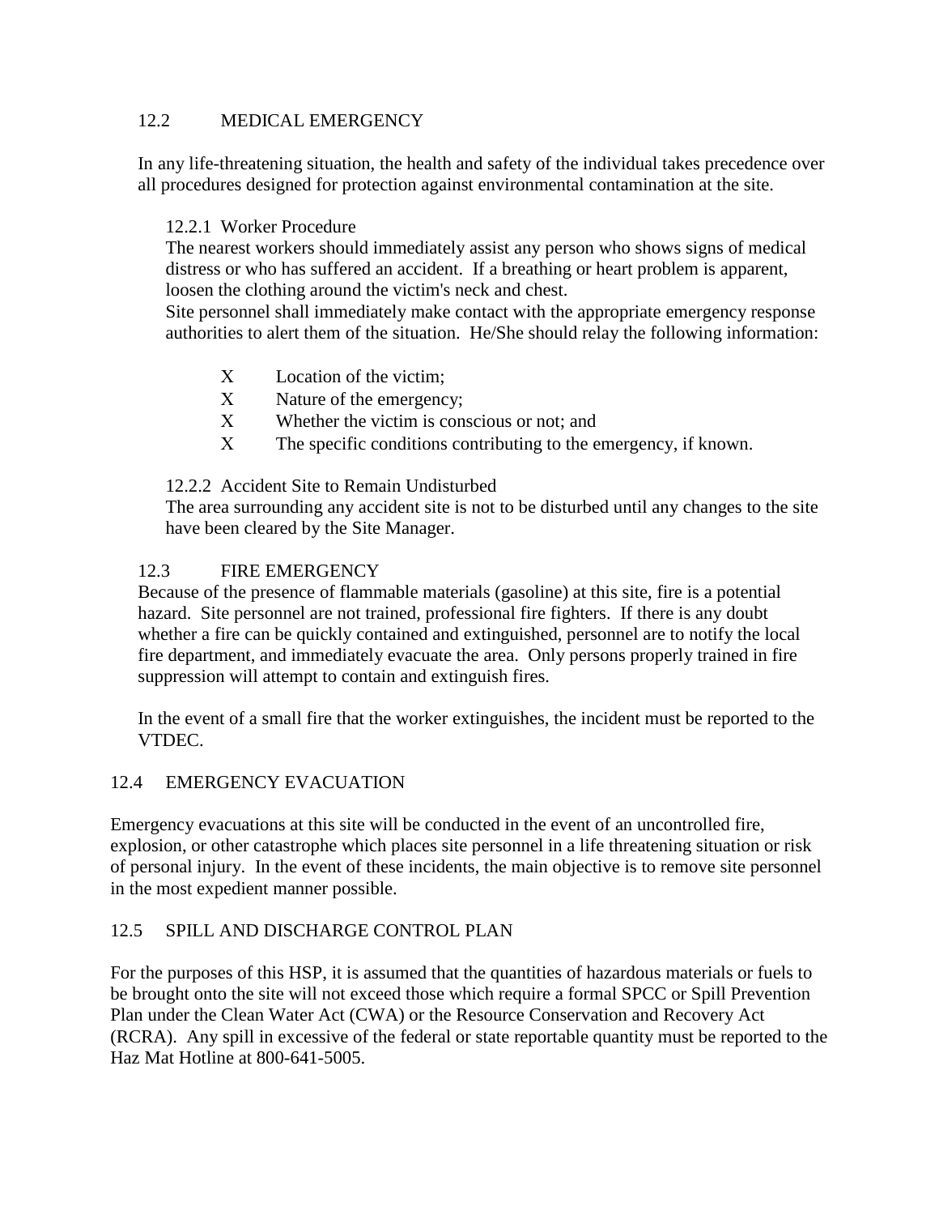## 12.2 MEDICAL EMERGENCY

In any life-threatening situation, the health and safety of the individual takes precedence over all procedures designed for protection against environmental contamination at the site.

### 12.2.1 Worker Procedure

The nearest workers should immediately assist any person who shows signs of medical distress or who has suffered an accident. If a breathing or heart problem is apparent, loosen the clothing around the victim's neck and chest.

Site personnel shall immediately make contact with the appropriate emergency response authorities to alert them of the situation. He/She should relay the following information:

- Location of the victim;
- Nature of the emergency;
- Whether the victim is conscious or not; and
- The specific conditions contributing to the emergency, if known.

### 12.2.2 Accident Site to Remain Undisturbed

The area surrounding any accident site is not to be disturbed until any changes to the site have been cleared by the Site Manager.

## 12.3 FIRE EMERGENCY

Because of the presence of flammable materials (gasoline) at this site, fire is a potential hazard. Site personnel are not trained, professional fire fighters. If there is any doubt whether a fire can be quickly contained and extinguished, personnel are to notify the local fire department, and immediately evacuate the area. Only persons properly trained in fire suppression will attempt to contain and extinguish fires.

In the event of a small fire that the worker extinguishes, the incident must be reported to the VTDEC.

## 12.4 EMERGENCY EVACUATION

Emergency evacuations at this site will be conducted in the event of an uncontrolled fire, explosion, or other catastrophe which places site personnel in a life threatening situation or risk of personal injury. In the event of these incidents, the main objective is to remove site personnel in the most expedient manner possible.

## 12.5 SPILL AND DISCHARGE CONTROL PLAN

For the purposes of this HSP, it is assumed that the quantities of hazardous materials or fuels to be brought onto the site will not exceed those which require a formal SPCC or Spill Prevention Plan under the Clean Water Act (CWA) or the Resource Conservation and Recovery Act (RCRA). Any spill in excessive of the federal or state reportable quantity must be reported to the Haz Mat Hotline at 800-641-5005.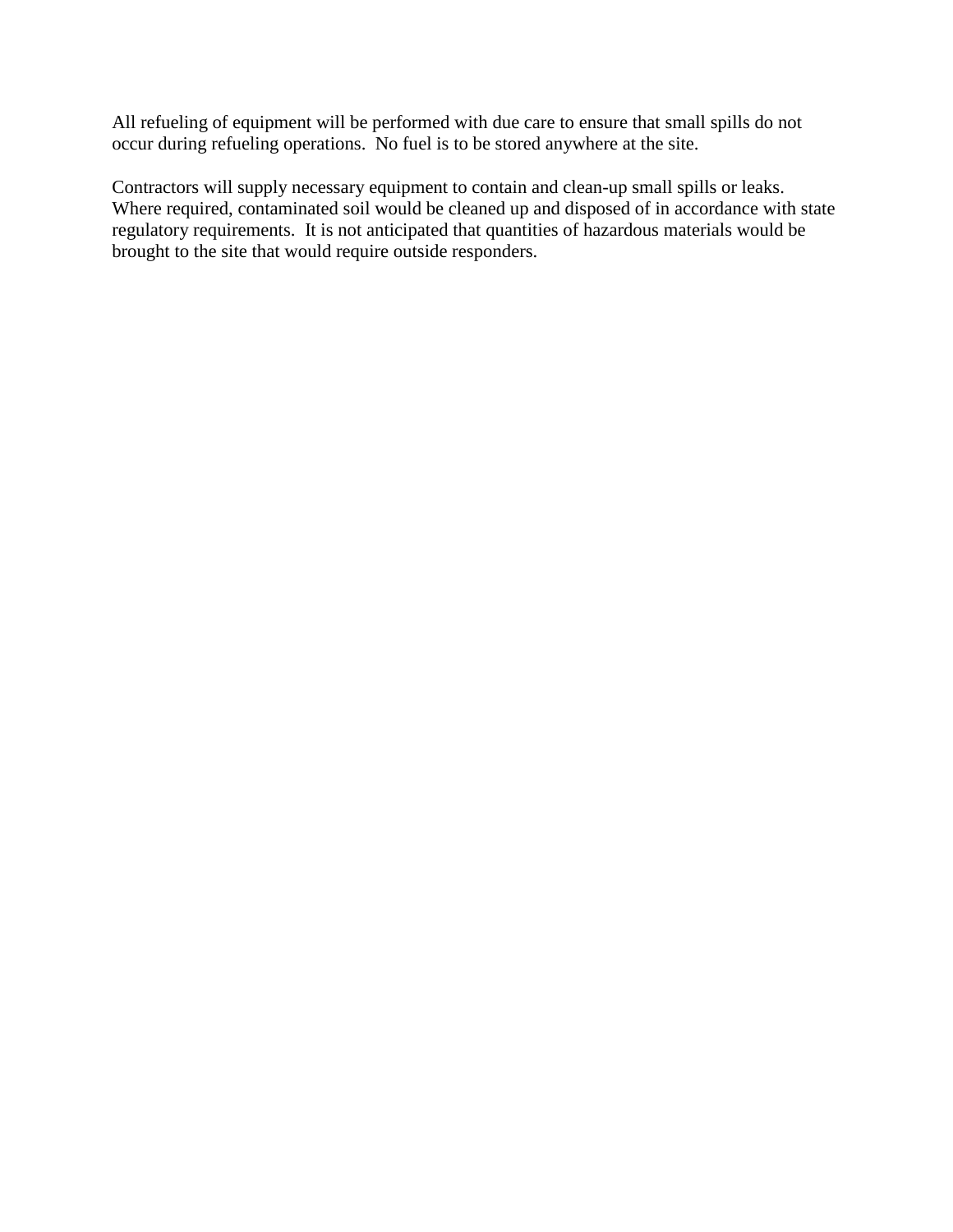All refueling of equipment will be performed with due care to ensure that small spills do not occur during refueling operations.  No fuel is to be stored anywhere at the site.

Contractors will supply necessary equipment to contain and clean-up small spills or leaks. Where required, contaminated soil would be cleaned up and disposed of in accordance with state regulatory requirements.  It is not anticipated that quantities of hazardous materials would be brought to the site that would require outside responders.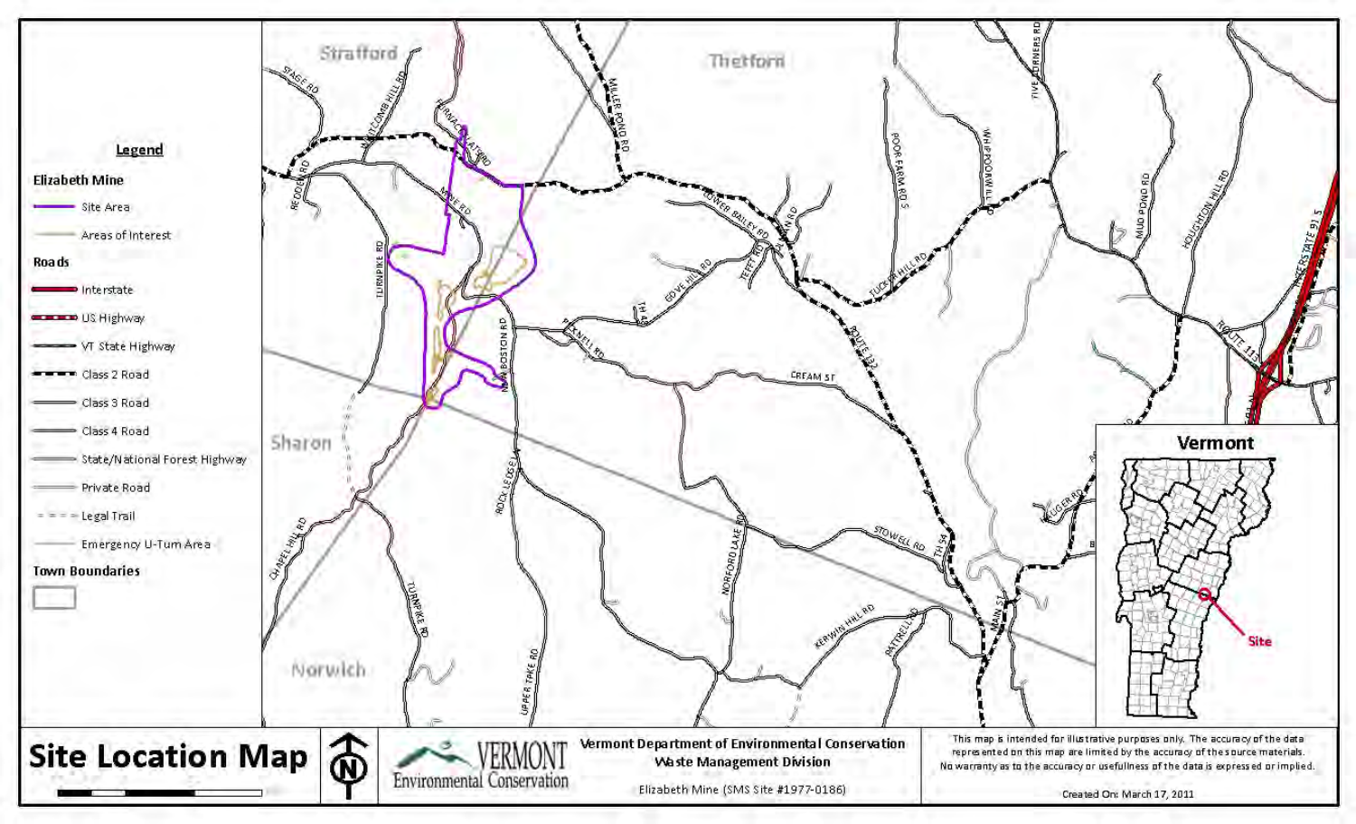# Site Location Map

**Legend**

**Elizabeth Mine**

- Site Area
- Areas of Interest

**Roads**

- Interstate
- US Highway
- VT State Highway
- Class 2 Road
- Class 3 Road
- Class 4 Road
- State/National Forest Highway
- Private Road
- Legal Trail
- Emergency U-Turn Area

**Town Boundaries**

Strafford, Thetford, Sharon, Norwich

Vermont — Site

Vermont Department of Environmental Conservation
Waste Management Division

Elizabeth Mine (SMS Site #1977-0186)

This map is intended for illustrative purposes only. The accuracy of the data represented on this map are limited by the accuracy of the source materials. No warranty as to the accuracy or usefulness of the data is expressed or implied.

Created On: March 17, 2011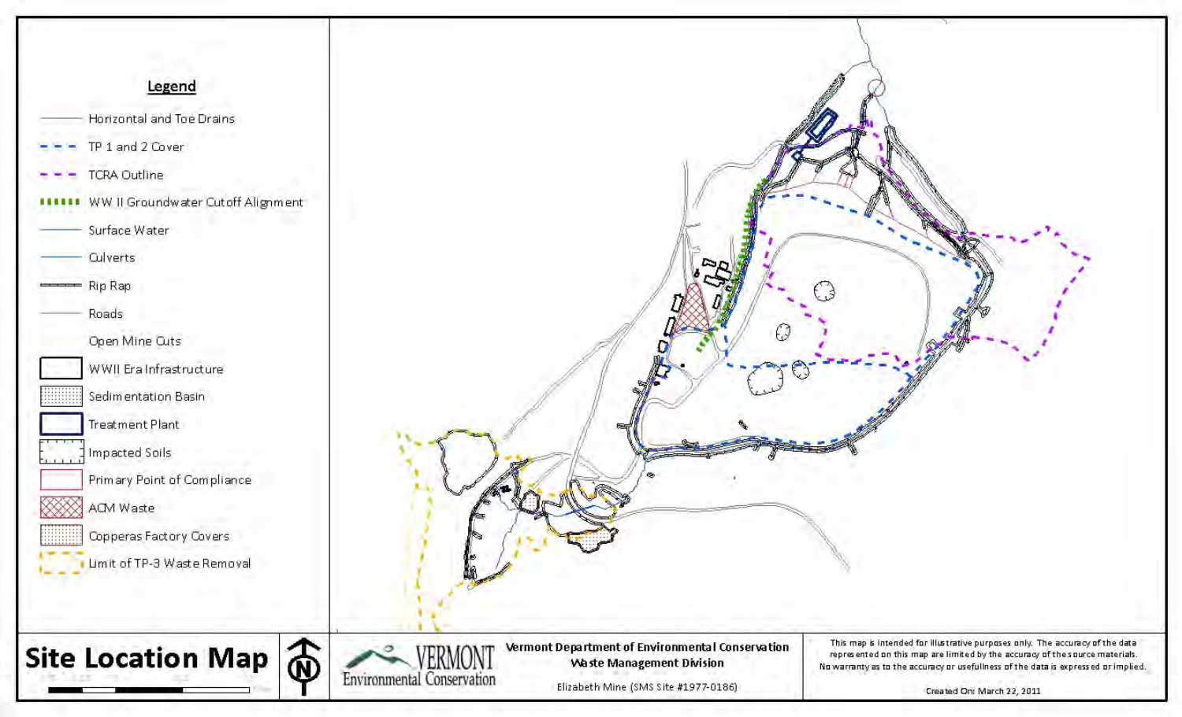## Legend

- Horizontal and Toe Drains
- TP 1 and 2 Cover
- TCRA Outline
- WW II Groundwater Cutoff Alignment
- Surface Water
- Culverts
- Rip Rap
- Roads
- Open Mine Cuts
- WWII Era Infrastructure
- Sedimentation Basin
- Treatment Plant
- Impacted Soils
- Primary Point of Compliance
- ACM Waste
- Copperas Factory Covers
- Limit of TP-3 Waste Removal

# Site Location Map

Vermont Department of Environmental Conservation
Waste Management Division

Elizabeth Mine (SMS Site #1977-0186)

VERMONT Environmental Conservation

This map is intended for illustrative purposes only. The accuracy of the data represented on this map are limited by the accuracy of the source materials. No warranty as to the accuracy or usefullness of the data is expressed or implied.

Created On: March 22, 2011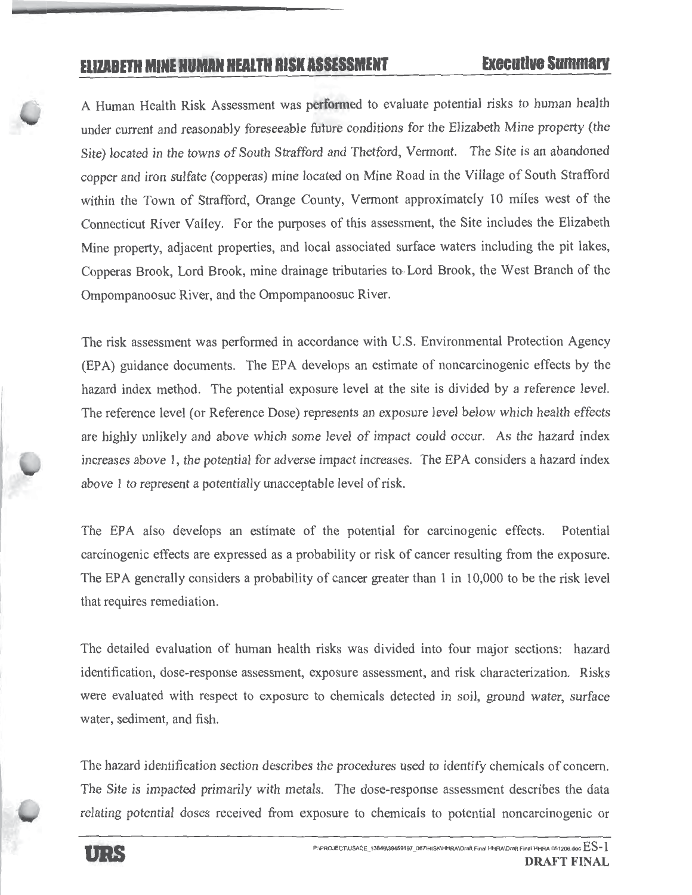A Human Health Risk Assessment was performed to evaluate potential risks to human health under current and reasonably foreseeable future conditions for the Elizabeth Mine property (the Site) located in the towns of South Strafford and Thetford, Vermont. The Site is an abandoned copper and iron sulfate (copperas) mine located on Mine Road in the Village of South Strafford within the Town of Strafford, Orange County, Vermont approximately 10 miles west of the Connecticut River Valley. For the purposes of this assessment, the Site includes the Elizabeth Mine property, adjacent properties, and local associated surface waters including the pit lakes, Copperas Brook, Lord Brook, mine drainage tributaries to Lord Brook, the West Branch of the Ompompanoosuc River, and the Ompompanoosuc River.

The risk assessment was performed in accordance with U.S. Environmental Protection Agency (EPA) guidance documents. The EPA develops an estimate of noncarcinogenic effects by the hazard index method. The potential exposure level at the site is divided by a reference level. The reference level (or Reference Dose) represents an exposure level below which health effects are highly unlikely and above which some level of impact could occur. As the hazard index increases above 1, the potential for adverse impact increases. The EPA considers a hazard index above 1 to represent a potentially unacceptable level of risk.

The EPA also develops an estimate of the potential for carcinogenic effects. Potential carcinogenic effects are expressed as a probability or risk of cancer resulting from the exposure. The EPA generally considers a probability of cancer greater than 1 in 10,000 to be the risk level that requires remediation.

The detailed evaluation of human health risks was divided into four major sections: hazard identification, dose-response assessment, exposure assessment, and risk characterization. Risks were evaluated with respect to exposure to chemicals detected in soil, ground water, surface water, sediment, and fish.

The hazard identification section describes the procedures used to identify chemicals of concern. The Site is impacted primarily with metals. The dose-response assessment describes the data relating potential doses received from exposure to chemicals to potential noncarcinogenic or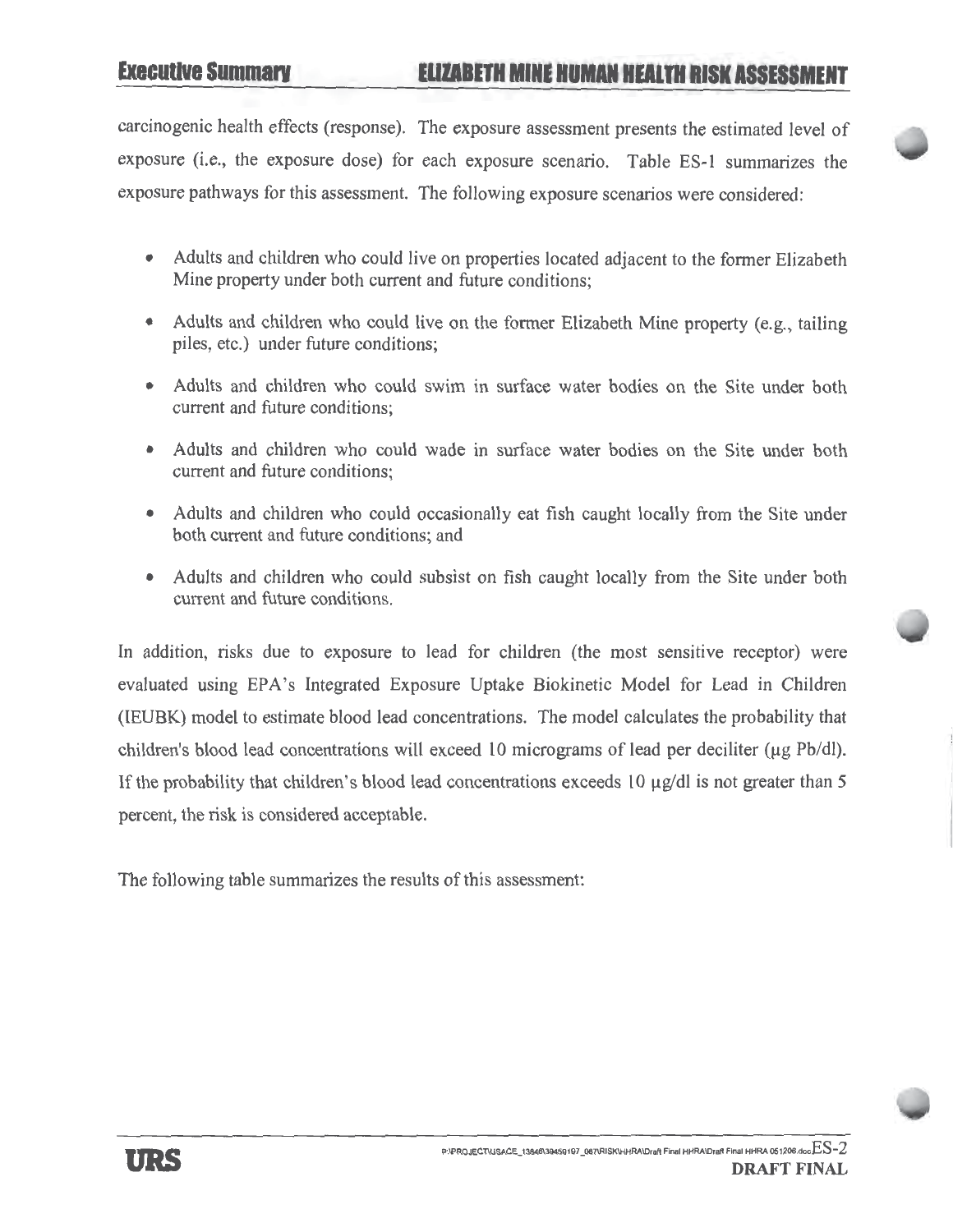carcinogenic health effects (response). The exposure assessment presents the estimated level of exposure (i.e., the exposure dose) for each exposure scenario. Table ES-1 summarizes the exposure pathways for this assessment. The following exposure scenarios were considered:

- Adults and children who could live on properties located adjacent to the former Elizabeth Mine property under both current and future conditions;
- Adults and children who could live on the former Elizabeth Mine property (e.g., tailing piles, etc.) under future conditions;
- Adults and children who could swim in surface water bodies on the Site under both current and future conditions;
- Adults and children who could wade in surface water bodies on the Site under both current and future conditions;
- Adults and children who could occasionally eat fish caught locally from the Site under both current and future conditions; and
- Adults and children who could subsist on fish caught locally from the Site under both current and future conditions.

In addition, risks due to exposure to lead for children (the most sensitive receptor) were evaluated using EPA's Integrated Exposure Uptake Biokinetic Model for Lead in Children (IEUBK) model to estimate blood lead concentrations. The model calculates the probability that children's blood lead concentrations will exceed 10 micrograms of lead per deciliter (μg Pb/dl). If the probability that children's blood lead concentrations exceeds 10 μg/dl is not greater than 5 percent, the risk is considered acceptable.

The following table summarizes the results of this assessment: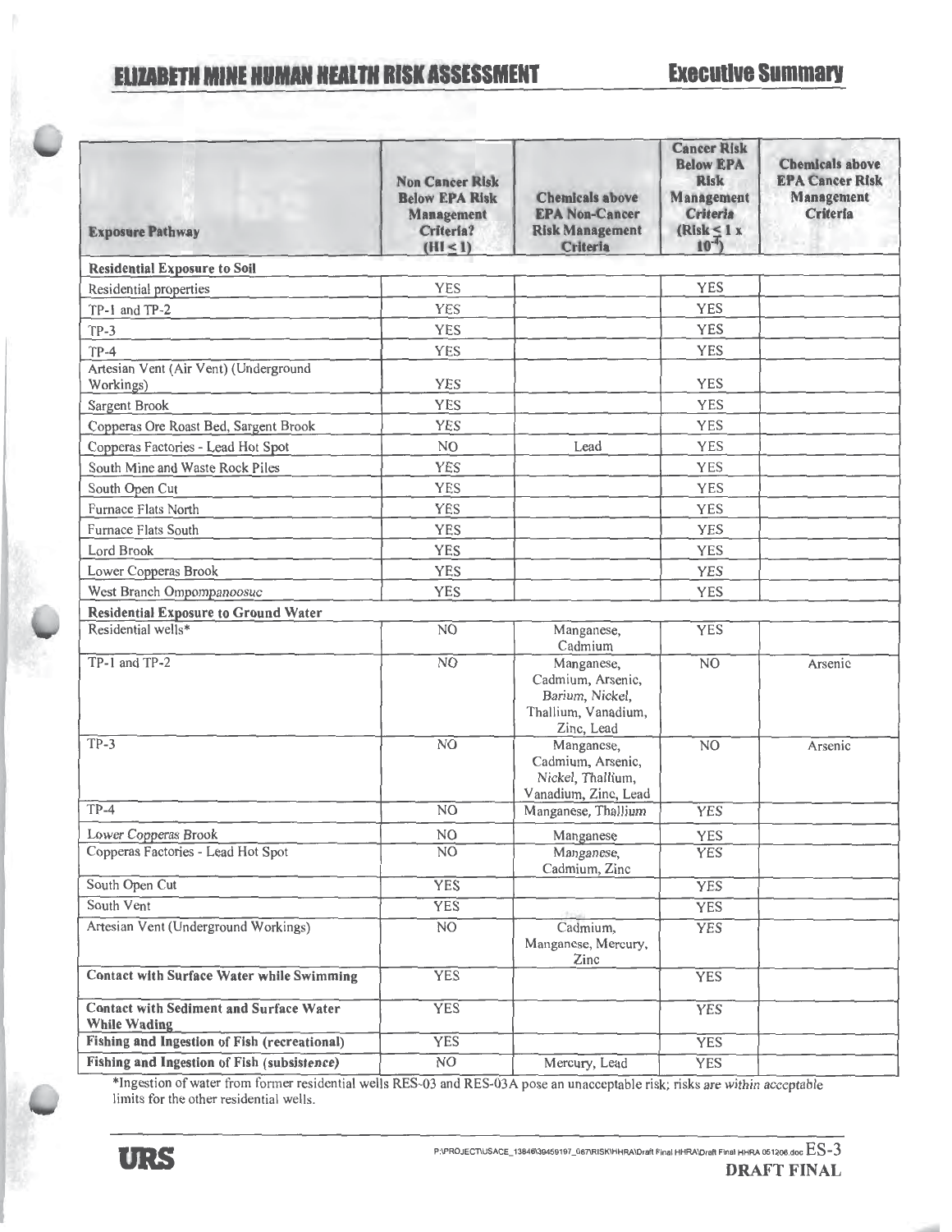| Exposure Pathway | Non Cancer Risk Below EPA Risk Management Criteria? (HI ≤ 1) | Chemicals above EPA Non-Cancer Risk Management Criteria | Cancer Risk Below EPA Risk Management Criteria (Risk ≤ 1 x $10^{-4}$) | Chemicals above EPA Cancer Risk Management Criteria |
|---|---|---|---|---|
| **Residential Exposure to Soil** | | | | |
| Residential properties | YES | | YES | |
| TP-1 and TP-2 | YES | | YES | |
| TP-3 | YES | | YES | |
| TP-4 | YES | | YES | |
| Artesian Vent (Air Vent) (Underground Workings) | YES | | YES | |
| Sargent Brook | YES | | YES | |
| Copperas Ore Roast Bed, Sargent Brook | YES | | YES | |
| Copperas Factories - Lead Hot Spot | NO | Lead | YES | |
| South Mine and Waste Rock Piles | YES | | YES | |
| South Open Cut | YES | | YES | |
| Furnace Flats North | YES | | YES | |
| Furnace Flats South | YES | | YES | |
| Lord Brook | YES | | YES | |
| Lower Copperas Brook | YES | | YES | |
| West Branch Ompompanoosuc | YES | | YES | |
| **Residential Exposure to Ground Water** | | | | |
| Residential wells* | NO | Manganese, Cadmium | YES | |
| TP-1 and TP-2 | NO | Manganese, Cadmium, Arsenic, Barium, Nickel, Thallium, Vanadium, Zinc, Lead | NO | Arsenic |
| TP-3 | NO | Manganese, Cadmium, Arsenic, Nickel, Thallium, Vanadium, Zinc, Lead | NO | Arsenic |
| TP-4 | NO | Manganese, Thallium | YES | |
| Lower Copperas Brook | NO | Manganese | YES | |
| Copperas Factories - Lead Hot Spot | NO | Manganese, Cadmium, Zinc | YES | |
| South Open Cut | YES | | YES | |
| South Vent | YES | | YES | |
| Artesian Vent (Underground Workings) | NO | Cadmium, Manganese, Mercury, Zinc | YES | |
| **Contact with Surface Water while Swimming** | YES | | YES | |
| **Contact with Sediment and Surface Water While Wading** | YES | | YES | |
| **Fishing and Ingestion of Fish (recreational)** | YES | | YES | |
| **Fishing and Ingestion of Fish (subsistence)** | NO | Mercury, Lead | YES | |

*Ingestion of water from former residential wells RES-03 and RES-03A pose an unacceptable risk; risks are within acceptable limits for the other residential wells.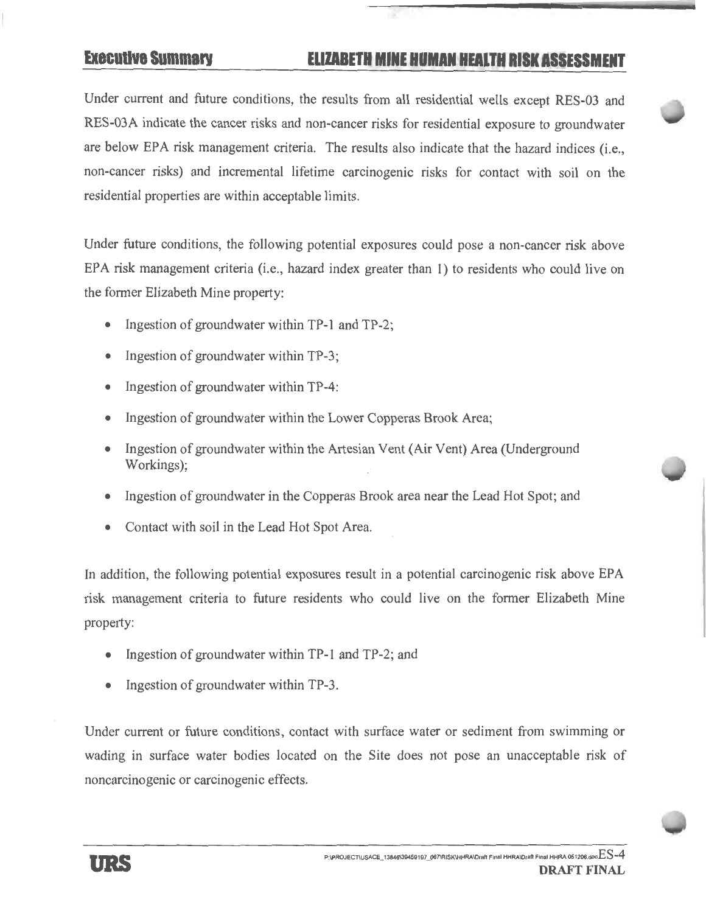Under current and future conditions, the results from all residential wells except RES-03 and RES-03A indicate the cancer risks and non-cancer risks for residential exposure to groundwater are below EPA risk management criteria. The results also indicate that the hazard indices (i.e., non-cancer risks) and incremental lifetime carcinogenic risks for contact with soil on the residential properties are within acceptable limits.

Under future conditions, the following potential exposures could pose a non-cancer risk above EPA risk management criteria (i.e., hazard index greater than 1) to residents who could live on the former Elizabeth Mine property:

- Ingestion of groundwater within TP-1 and TP-2;
- Ingestion of groundwater within TP-3;
- Ingestion of groundwater within TP-4:
- Ingestion of groundwater within the Lower Copperas Brook Area;
- Ingestion of groundwater within the Artesian Vent (Air Vent) Area (Underground Workings);
- Ingestion of groundwater in the Copperas Brook area near the Lead Hot Spot; and
- Contact with soil in the Lead Hot Spot Area.

In addition, the following potential exposures result in a potential carcinogenic risk above EPA risk management criteria to future residents who could live on the former Elizabeth Mine property:

- Ingestion of groundwater within TP-1 and TP-2; and
- Ingestion of groundwater within TP-3.

Under current or future conditions, contact with surface water or sediment from swimming or wading in surface water bodies located on the Site does not pose an unacceptable risk of noncarcinogenic or carcinogenic effects.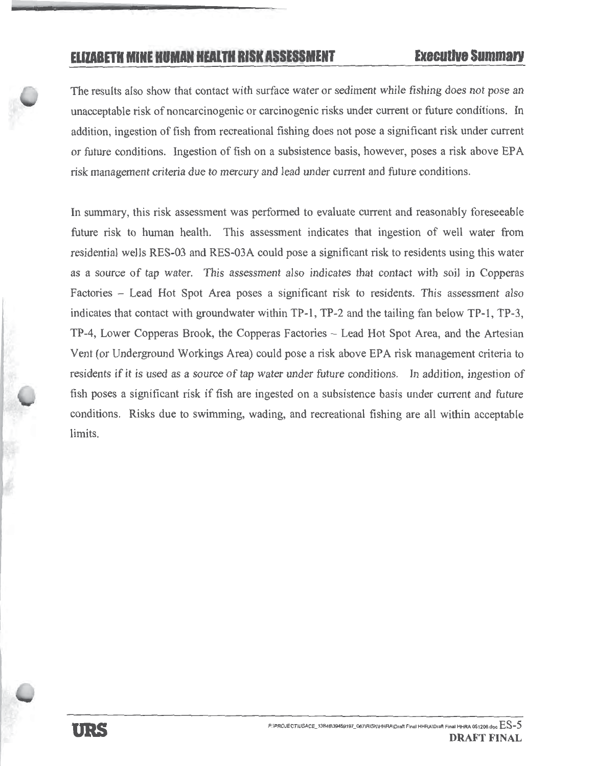The results also show that contact with surface water or sediment while fishing does not pose an unacceptable risk of noncarcinogenic or carcinogenic risks under current or future conditions. In addition, ingestion of fish from recreational fishing does not pose a significant risk under current or future conditions. Ingestion of fish on a subsistence basis, however, poses a risk above EPA risk management criteria due to mercury and lead under current and future conditions.

In summary, this risk assessment was performed to evaluate current and reasonably foreseeable future risk to human health. This assessment indicates that ingestion of well water from residential wells RES-03 and RES-03A could pose a significant risk to residents using this water as a source of tap water. This assessment also indicates that contact with soil in Copperas Factories – Lead Hot Spot Area poses a significant risk to residents. This assessment also indicates that contact with groundwater within TP-1, TP-2 and the tailing fan below TP-1, TP-3, TP-4, Lower Copperas Brook, the Copperas Factories – Lead Hot Spot Area, and the Artesian Vent (or Underground Workings Area) could pose a risk above EPA risk management criteria to residents if it is used as a source of tap water under future conditions. In addition, ingestion of fish poses a significant risk if fish are ingested on a subsistence basis under current and future conditions. Risks due to swimming, wading, and recreational fishing are all within acceptable limits.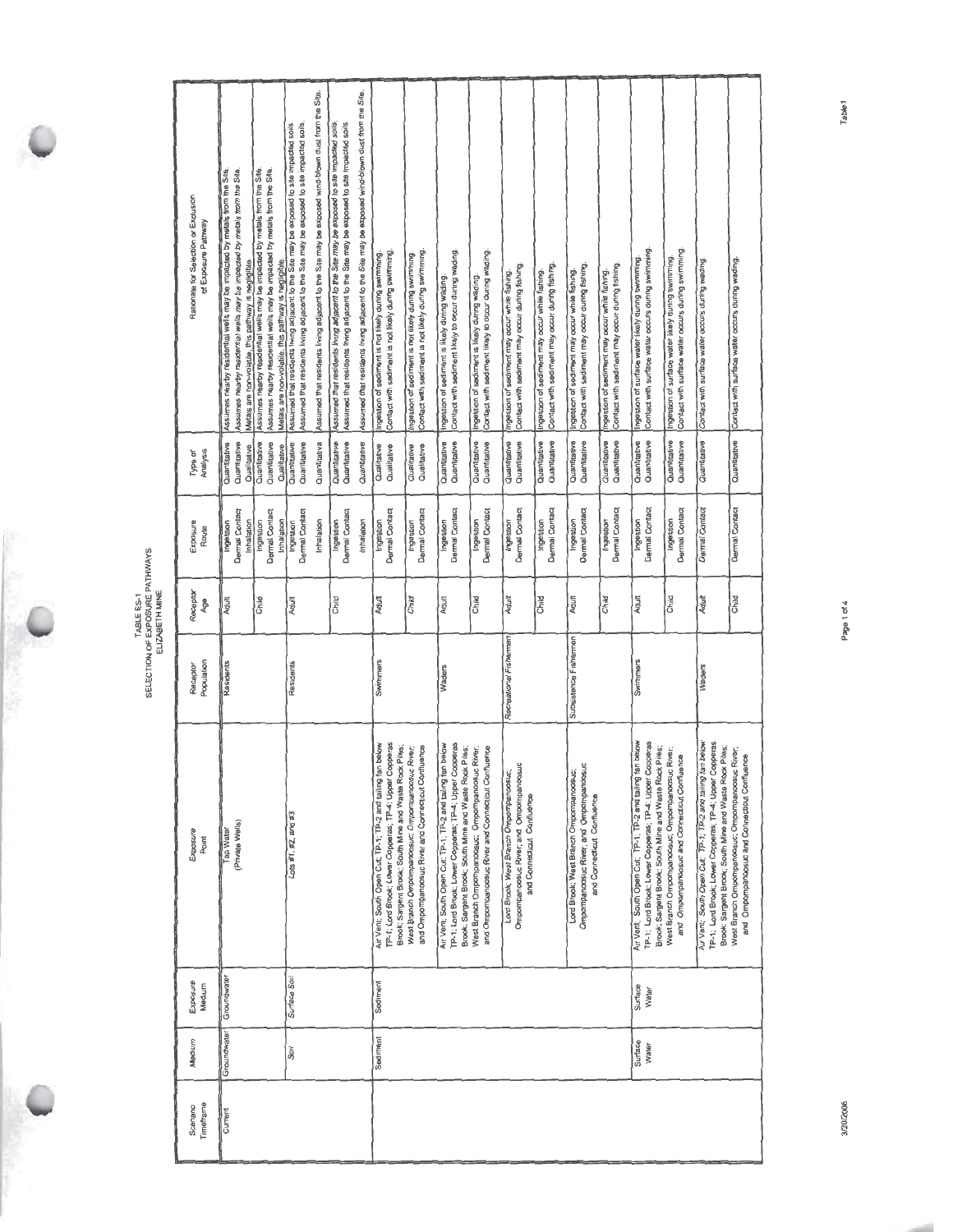TABLE ES-1
SELECTION OF EXPOSURE PATHWAYS
ELIZABETH MINE

| Scenario Timeframe | Medium | Exposure Medium | Exposure Point | Receptor Population | Receptor Age | Exposure Route | Type of Analysis | Rationale for Selection or Exclusion of Exposure Pathway |
|---|---|---|---|---|---|---|---|---|
| Current | Groundwater | Groundwater | Tap Water (Private Wells) | Residents | Adult | Ingestion | Quantitative | Assumes nearby residential wells may be impacted by metals from the Site. |
| | | | | | | Dermal Contact | Quantitative | Assumes nearby residential wells may be impacted by metals from the Site. |
| | | | | | | Inhalation | Qualitative | Metals are non-volatile, this pathway is negligible. |
| | | | | | Child | Ingestion | Quantitative | Assumes nearby residential wells may be impacted by metals from the Site. |
| | | | | | | Dermal Contact | Quantitative | Assumes nearby residential wells may be impacted by metals from the Site. |
| | | | | | | Inhalation | Qualitative | Metals are non-volatile, this pathway is negligible. |
| | Soil | Surface Soil | Lots #1, #2, and #3 | Residents | Adult | Ingestion | Quantitative | Assumed that residents living adjacent to the Site may be exposed to site impacted soils. |
| | | | | | | Dermal Contact | Quantitative | Assumed that residents living adjacent to the Site may be exposed to site impacted soils. |
| | | | | | | Inhalation | Quantitative | Assumed that residents living adjacent to the Site may be exposed wind-blown dust from the Site. |
| | | | | | Child | Ingestion | Quantitative | Assumed that residents living adjacent to the Site may be exposed to site impacted soils. |
| | | | | | | Dermal Contact | Quantitative | Assumed that residents living adjacent to the Site may be exposed to site impacted soils. |
| | | | | | | Inhalation | Quantitative | Assumed that residents living adjacent to the Site may be exposed wind-blown dust from the Site. |
| | Sediment | Sediment | Air Vent; South Open Cut; TP-1; TP-2 and tailing fan below TP-1; Lord Brook; Lower Copperas; TP-4; Upper Copperas Brook; Sargent Brook; South Mine and Waste Rock Piles; West Branch Ompompanoosuc; Ompompanoosuc River; and Ompompanoosuc River and Connecticut Confluence | Swimmers | Adult | Ingestion | Qualitative | Ingestion of sediment is not likely during swimming. |
| | | | | | | Dermal Contact | Qualitative | Contact with sediment is not likely during swimming. |
| | | | | | Child | Ingestion | Qualitative | Ingestion of sediment is not likely during swimming. |
| | | | | | | Dermal Contact | Qualitative | Contact with sediment is not likely during swimming. |
| | | | Air Vent; South Open Cut; TP-1; TP-2 and tailing fan below TP-1; Lord Brook; Lower Copperas; TP-4; Upper Copperas Brook; Sargent Brook; South Mine and Waste Rock Piles; West Branch Ompompanoosuc; Ompompanoosuc River; and Ompompanoosuc River and Connecticut Confluence | Waders | Adult | Ingestion | Quantitative | Ingestion of sediment is likely during wading. |
| | | | | | | Dermal Contact | Quantitative | Contact with sediment likely to occur during wading. |
| | | | | | Child | Ingestion | Quantitative | Ingestion of sediment is likely during wading. |
| | | | | | | Dermal Contact | Quantitative | Contact with sediment likely to occur during wading. |
| | | | Lord Brook; West Branch Ompompanoosuc; Ompompanoosuc River; and Ompompanoosuc and Connecticut Confluence | Recreational Fishermen | Adult | Ingestion | Quantitative | Ingestion of sediment may occur while fishing. |
| | | | | | | Dermal Contact | Quantitative | Contact with sediment may occur during fishing. |
| | | | | | Child | Ingestion | Quantitative | Ingestion of sediment may occur while fishing. |
| | | | | | | Dermal Contact | Quantitative | Contact with sediment may occur during fishing. |
| | | | Lord Brook; West Branch Ompompanoosuc; Ompompanoosuc River; and Ompompanoosuc and Connecticut Confluence | Subsistence Fishermen | Adult | Ingestion | Quantitative | Ingestion of sediment may occur while fishing. |
| | | | | | | Dermal Contact | Quantitative | Contact with sediment may occur during fishing. |
| | | | | | Child | Ingestion | Quantitative | Ingestion of sediment may occur while fishing. |
| | | | | | | Dermal Contact | Quantitative | Contact with sediment may occur during fishing. |
| | Surface Water | Surface Water | Air Vent; South Open Cut; TP-1; TP-2 and tailing fan below TP-1; Lord Brook; Lower Copperas; TP-4; Upper Copperas Brook; Sargent Brook; South Mine and Waste Rock Piles; West Branch Ompompanoosuc; Ompompanoosuc River; and Ompompanoosuc and Connecticut Confluence | Swimmers | Adult | Ingestion | Quantitative | Ingestion of surface water likely during swimming. |
| | | | | | | Dermal Contact | Quantitative | Contact with surface water occurs during swimming. |
| | | | | | Child | Ingestion | Quantitative | Ingestion of surface water likely during swimming. |
| | | | | | | Dermal Contact | Quantitative | Contact with surface water occurs during swimming. |
| | | | Air Vent; South Open Cut; TP-1; TP-2 and tailing fan below TP-1; Lord Brook; Lower Copperas; TP-4; Upper Copperas Brook; Sargent Brook; South Mine and Waste Rock Piles; West Branch Ompompanoosuc; Ompompanoosuc River; and Ompompanoosuc and Connecticut Confluence | Waders | Adult | Dermal Contact | Quantitative | Contact with surface water occurs during wading. |
| | | | | | Child | Dermal Contact | Quantitative | Contact with surface water occurs during wading. |

3/20/2006

Table 1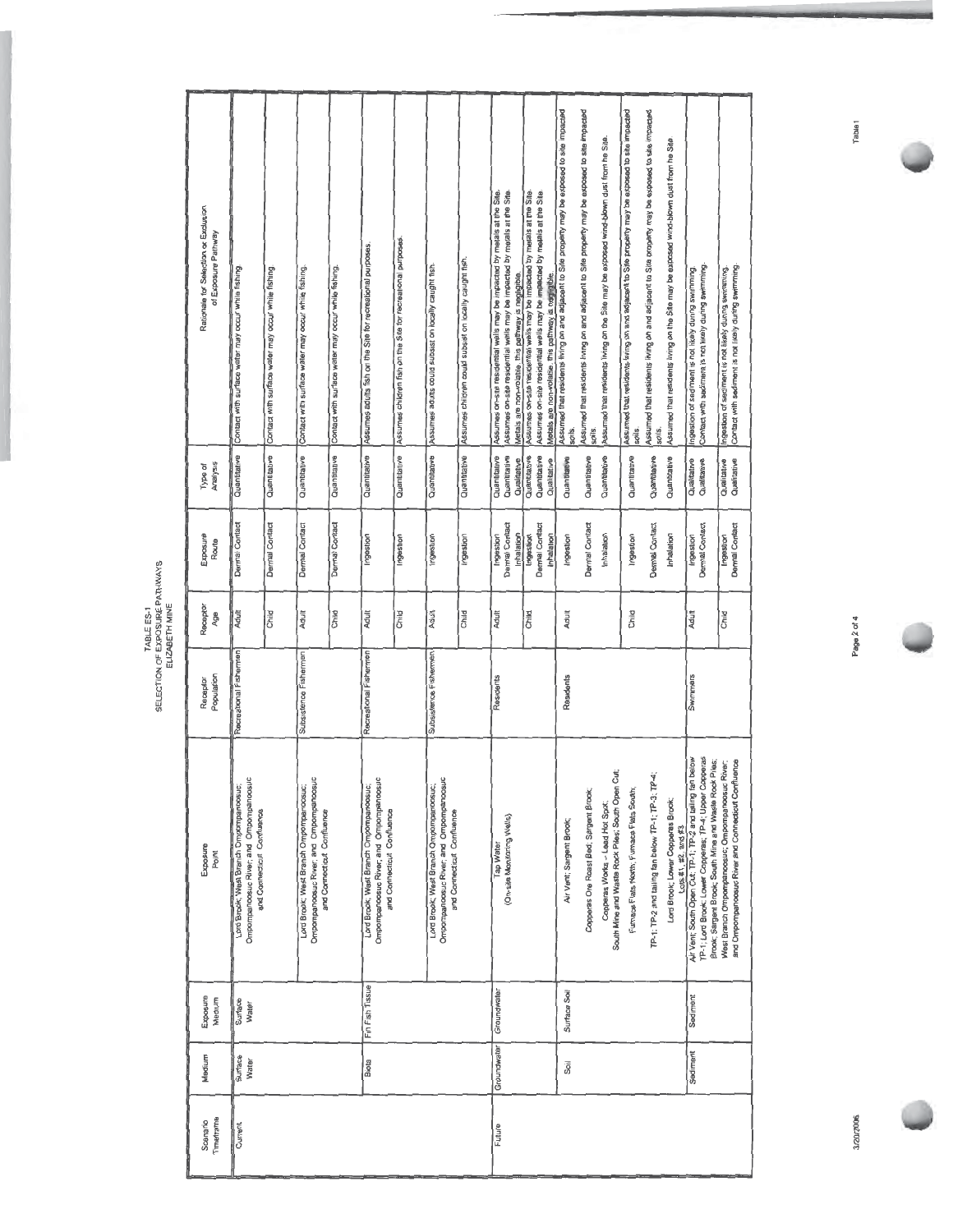TABLE ES-1
SELECTION OF EXPOSURE PATHWAYS
ELIZABETH MINE

| Scenario Timeframe | Medium | Exposure Medium | Exposure Point | Receptor Population | Receptor Age | Exposure Route | Type of Analysis | Rationale for Selection or Exclusion of Exposure Pathway |
|---|---|---|---|---|---|---|---|---|
| Current | Surface Water | Surface Water | Lord Brook; West Branch Ompompanoosuc; Ompompanoosuc River; and Ompompanoosuc and Connecticut Confluence | Recreational Fishermen | Adult | Dermal Contact | Quantitative | Contact with surface water may occur while fishing. |
| | | | | | Child | Dermal Contact | Quantitative | Contact with surface water may occur while fishing. |
| | | | Lord Brook; West Branch Ompompanoosuc; Ompompanoosuc River; and Ompompanoosuc and Connecticut Confluence | Subsistence Fishermen | Adult | Dermal Contact | Quantitative | Contact with surface water may occur while fishing. |
| | | | | | Child | Dermal Contact | Quantitative | Contact with surface water may occur while fishing. |
| | Biota | Fin Fish Tissue | Lord Brook; West Branch Ompompanoosuc; Ompompanoosuc River; and Ompompanoosuc and Connecticut Confluence | Recreational Fishermen | Adult | Ingestion | Quantitative | Assumes adults fish on the Site for recreational purposes. |
| | | | | | Child | Ingestion | Quantitative | Assumes children fish on the Site for recreational purposes. |
| | | | Lord Brook; West Branch Ompompanoosuc; Ompompanoosuc River; and Ompompanoosuc and Connecticut Confluence | Subsistence Fishermen | Adult | Ingestion | Quantitative | Assumes adults could subsist on locally caught fish. |
| | | | | | Child | Ingestion | Quantitative | Assumes children could subsist on locally caught fish. |
| Future | Groundwater | Groundwater | Tap Water (On-site Monitoring Wells) | Residents | Adult | Ingestion<br>Dermal Contact<br>Inhalation | Quantitative<br>Quantitative<br>Qualitative | Assumes on-site residential wells may be impacted by metals at the Site.<br>Assumes on-site residential wells may be impacted by metals at the Site.<br>Metals are non-volatile, this pathway is negligible. |
| | | | | | Child | Ingestion<br>Dermal Contact<br>Inhalation | Quantitative<br>Quantitative<br>Qualitative | Assumes on-site residential wells may be impacted by metals at the Site.<br>Assumes on-site residential wells may be impacted by metals at the Site.<br>Metals are non-volatile, this pathway is negligible. |
| | Soil | Surface Soil | Air Vent; Sargent Brook;<br>Copperas Ore Roast Bed; Sargent Brook;<br>Copperas Works – Lead Hot Spot;<br>South Mine and Waste Rock Piles; South Open Cut;<br>Furnace Flats North; Furnace Flats South;<br>TP-1; TP-2 and tailing fan below TP-1; TP-3; TP-4;<br>Lord Brook; Lower Copperas Brook;<br>Lots #1, #2, and #3 | Residents | Adult | Ingestion<br>Dermal Contact<br>Inhalation | Quantitative<br>Quantitative<br>Quantitative | Assumed that residents living on and adjacent to Site property may be exposed to site impacted soils.<br>Assumed that residents living on and adjacent to Site property may be exposed to site impacted soils.<br>Assumed that residents living on the Site may be exposed wind-blown dust from he Site. |
| | | | | | Child | Ingestion<br>Dermal Contact<br>Inhalation | Quantitative<br>Quantitative<br>Quantitative | Assumed that residents living on and adjacent to Site property may be exposed to site impacted soils.<br>Assumed that residents living on and adjacent to Site property may be exposed to site impacted soils.<br>Assumed that residents living on the Site may be exposed wind-blown dust from he Site. |
| | Sediment | Sediment | Air Vent; South Open Cut; TP-1; TP-2 and tailing fan below TP-1; Lord Brook; Lower Copperas; TP-4; Upper Copperas Brook; Sargent Brook; South Mine and Waste Rock Piles; West Branch Ompompanoosuc; Ompompanoosuc River; and Ompompanoosuc River and Connecticut Confluence | Swimmers | Adult | Ingestion<br>Dermal Contact | Qualitative<br>Qualitative | Ingestion of sediment is not likely during swimming.<br>Contact with sediment is not likely during swimming. |
| | | | | | Child | Ingestion<br>Dermal Contact | Qualitative<br>Qualitative | Ingestion of sediment is not likely during swimming.<br>Contact with sediment is not likely during swimming. |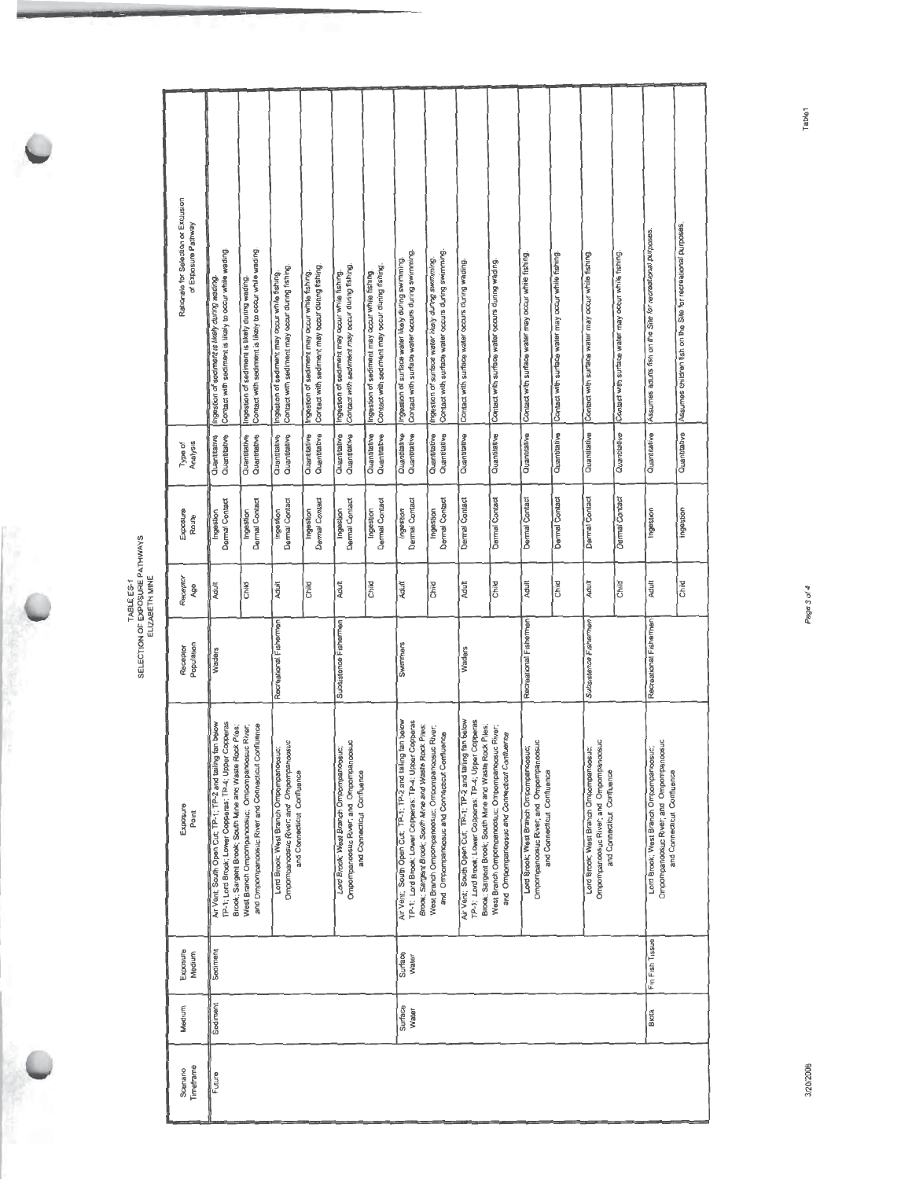TABLE ES-1
SELECTION OF EXPOSURE PATHWAYS
ELIZABETH MINE

| Scenario Timeframe | Medium | Exposure Medium | Exposure Point | Receptor Population | Receptor Age | Exposure Route | Type of Analysis | Rationale for Selection or Exclusion of Exposure Pathway |
|---|---|---|---|---|---|---|---|---|
| Future | Sediment | Sediment | Air Vent; South Open Cut; TP-1; TP-2 and tailing fan below TP-1; Lord Brook; Lower Copperas; TP-4; Upper Copperas Brook; Sargent Brook; South Mine and Waste Rock Piles; West Branch Ompompanoosuc; Ompompanoosuc River; and Ompompanoosuc River and Connecticut Confluence | Waders | Adult | Ingestion | Quantitative | Ingestion of sediment is likely during wading. |
| | | | | | | Dermal Contact | Quantitative | Contact with sediment is likely to occur while wading. |
| | | | | | Child | Ingestion | Quantitative | Ingestion of sediment is likely during wading. |
| | | | | | | Dermal Contact | Quantitative | Contact with sediment is likely to occur while wading. |
| | | | Lord Brook; West Branch Ompompanoosuc; Ompompanoosuc River; and Ompompanoosuc and Connecticut Confluence | Recreational Fishermen | Adult | Ingestion | Quantitative | Ingestion of sediment may occur while fishing. |
| | | | | | | Dermal Contact | Quantitative | Contact with sediment may occur during fishing. |
| | | | | | Child | Ingestion | Quantitative | Ingestion of sediment may occur while fishing. |
| | | | | | | Dermal Contact | Quantitative | Contact with sediment may occur during fishing. |
| | | | Lord Brook; West Branch Ompompanoosuc; Ompompanoosuc River; and Ompompanoosuc and Connecticut Confluence | Subsistence Fishermen | Adult | Ingestion | Quantitative | Ingestion of sediment may occur while fishing. |
| | | | | | | Dermal Contact | Quantitative | Contact with sediment may occur during fishing. |
| | | | | | Child | Ingestion | Quantitative | Ingestion of sediment may occur while fishing. |
| | | | | | | Dermal Contact | Quantitative | Contact with sediment may occur during fishing. |
| | Surface Water | Surface Water | Air Vent; South Open Cut; TP-1; TP-2 and tailing fan below TP-1; Lord Brook; Lower Copperas; TP-4; Upper Copperas Brook; Sargent Brook; South Mine and Waste Rock Piles; West Branch Ompompanoosuc; Ompompanoosuc River; and Ompompanoosuc and Connecticut Confluence | Swimmers | Adult | Ingestion | Quantitative | Ingestion of surface water likely during swimming. |
| | | | | | | Dermal Contact | Quantitative | Contact with surface water occurs during swimming. |
| | | | | | Child | Ingestion | Quantitative | Ingestion of surface water likely during swimming. |
| | | | | | | Dermal Contact | Quantitative | Contact with surface water occurs during swimming. |
| | | | Air Vent; South Open Cut; TP-1; TP-2 and tailing fan below TP-1; Lord Brook; Lower Copperas; TP-4; Upper Copperas Brook; Sargent Brook; South Mine and Waste Rock Piles; West Branch Ompompanoosuc; Ompompanoosuc River; and Ompompanoosuc and Connecticut Confluence | Waders | Adult | Dermal Contact | Quantitative | Contact with surface water occurs during wading. |
| | | | | | Child | Dermal Contact | Quantitative | Contact with surface water occurs during wading. |
| | | | Lord Brook; West Branch Ompompanoosuc; Ompompanoosuc River; and Ompompanoosuc and Connecticut Confluence | Recreational Fishermen | Adult | Dermal Contact | Quantitative | Contact with surface water may occur while fishing. |
| | | | | | Child | Dermal Contact | Quantitative | Contact with surface water may occur while fishing. |
| | | | Lord Brook; West Branch Ompompanoosuc; Ompompanoosuc River; and Ompompanoosuc and Connecticut Confluence | Subsistence Fishermen | Adult | Dermal Contact | Quantitative | Contact with surface water may occur while fishing. |
| | | | | | Child | Dermal Contact | Quantitative | Contact with surface water may occur while fishing. |
| | Biota | Fin Fish Tissue | Lord Brook; West Branch Ompompanoosuc; Ompompanoosuc River; and Ompompanoosuc and Connecticut Confluence | Recreational Fishermen | Adult | Ingestion | Quantitative | Assumes adults fish on the Site for recreational purposes. |
| | | | | | Child | Ingestion | Quantitative | Assumes children fish on the Site for recreational purposes. |

3/20/2006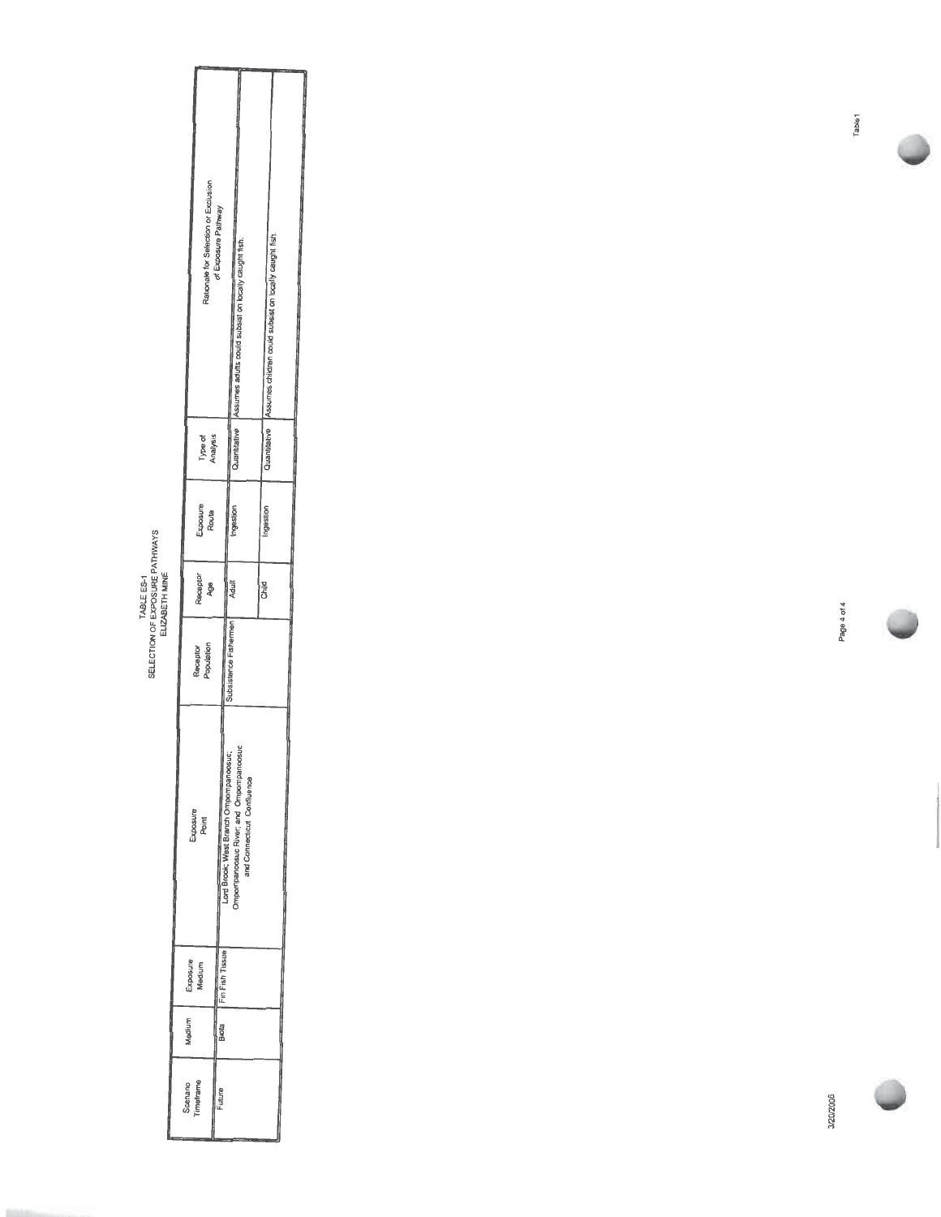TABLE ES-1
SELECTION OF EXPOSURE PATHWAYS
ELIZABETH MINE

| Scenario Timeframe | Medium | Exposure Medium | Exposure Point | Receptor Population | Receptor Age | Exposure Route | Type of Analysis | Rationale for Selection or Exclusion of Exposure Pathway |
|---|---|---|---|---|---|---|---|---|
| Future | Biota | Fin Fish Tissue | Lord Brook; West Branch Ompompanoosuc; Ompompanoosuc River; and Ompompanoosuc and Connecticut Confluence | Subsistence Fishermen | Adult | Ingestion | Quantitative | Assumes adults could subsist on locally caught fish. |
| | | | | | Child | Ingestion | Quantitative | Assumes children could subsist on locally caught fish. |

3/20/2006

Table 1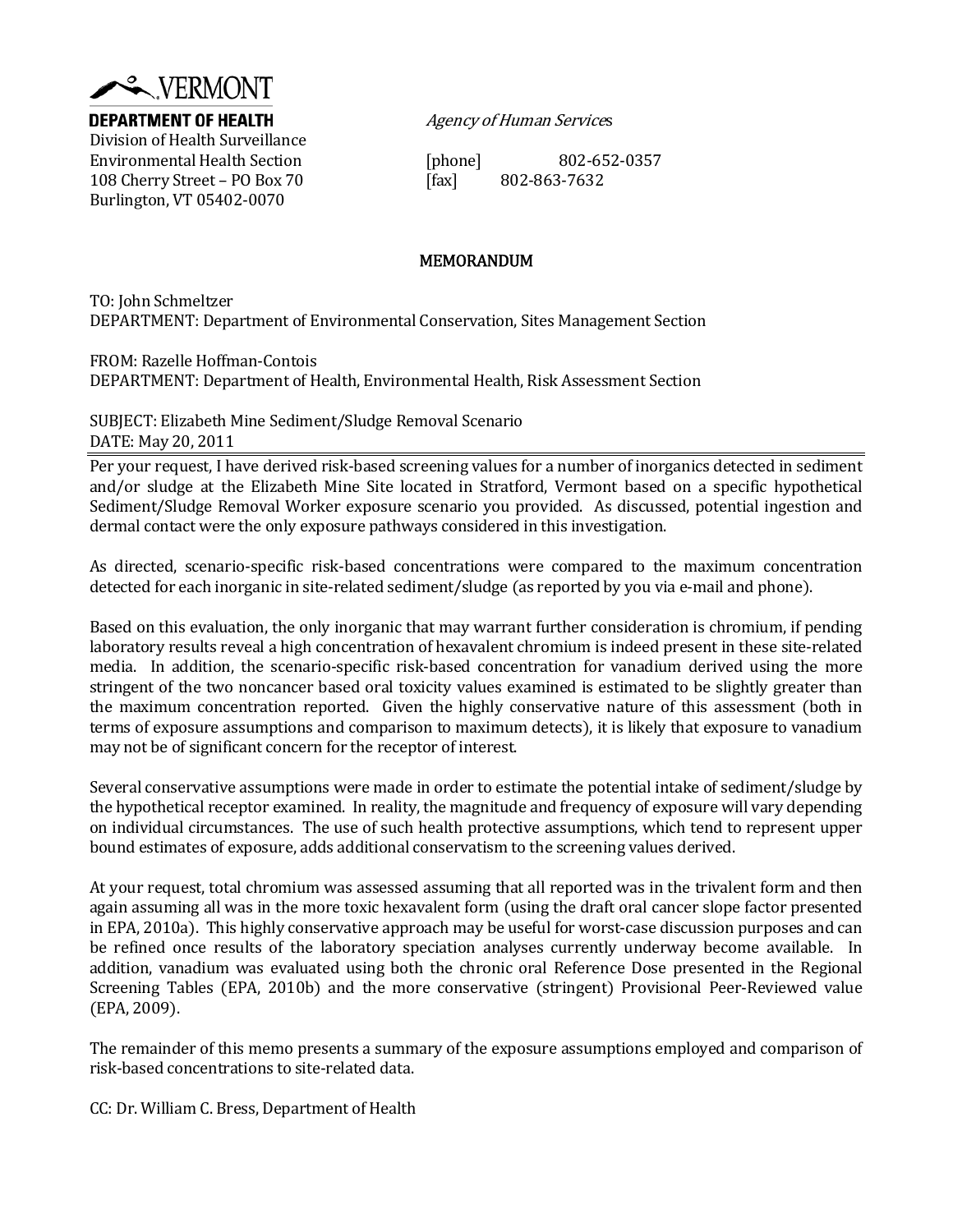VERMONT

**DEPARTMENT OF HEALTH**
Division of Health Surveillance
Environmental Health Section
108 Cherry Street – PO Box 70
Burlington, VT 05402-0070

*Agency of Human Services*

[phone] 802-652-0357
[fax] 802-863-7632

## MEMORANDUM

TO: John Schmeltzer
DEPARTMENT: Department of Environmental Conservation, Sites Management Section

FROM: Razelle Hoffman-Contois
DEPARTMENT: Department of Health, Environmental Health, Risk Assessment Section

SUBJECT: Elizabeth Mine Sediment/Sludge Removal Scenario
DATE: May 20, 2011

---

Per your request, I have derived risk-based screening values for a number of inorganics detected in sediment and/or sludge at the Elizabeth Mine Site located in Stratford, Vermont based on a specific hypothetical Sediment/Sludge Removal Worker exposure scenario you provided. As discussed, potential ingestion and dermal contact were the only exposure pathways considered in this investigation.

As directed, scenario-specific risk-based concentrations were compared to the maximum concentration detected for each inorganic in site-related sediment/sludge (as reported by you via e-mail and phone).

Based on this evaluation, the only inorganic that may warrant further consideration is chromium, if pending laboratory results reveal a high concentration of hexavalent chromium is indeed present in these site-related media. In addition, the scenario-specific risk-based concentration for vanadium derived using the more stringent of the two noncancer based oral toxicity values examined is estimated to be slightly greater than the maximum concentration reported. Given the highly conservative nature of this assessment (both in terms of exposure assumptions and comparison to maximum detects), it is likely that exposure to vanadium may not be of significant concern for the receptor of interest.

Several conservative assumptions were made in order to estimate the potential intake of sediment/sludge by the hypothetical receptor examined. In reality, the magnitude and frequency of exposure will vary depending on individual circumstances. The use of such health protective assumptions, which tend to represent upper bound estimates of exposure, adds additional conservatism to the screening values derived.

At your request, total chromium was assessed assuming that all reported was in the trivalent form and then again assuming all was in the more toxic hexavalent form (using the draft oral cancer slope factor presented in EPA, 2010a). This highly conservative approach may be useful for worst-case discussion purposes and can be refined once results of the laboratory speciation analyses currently underway become available. In addition, vanadium was evaluated using both the chronic oral Reference Dose presented in the Regional Screening Tables (EPA, 2010b) and the more conservative (stringent) Provisional Peer-Reviewed value (EPA, 2009).

The remainder of this memo presents a summary of the exposure assumptions employed and comparison of risk-based concentrations to site-related data.

CC: Dr. William C. Bress, Department of Health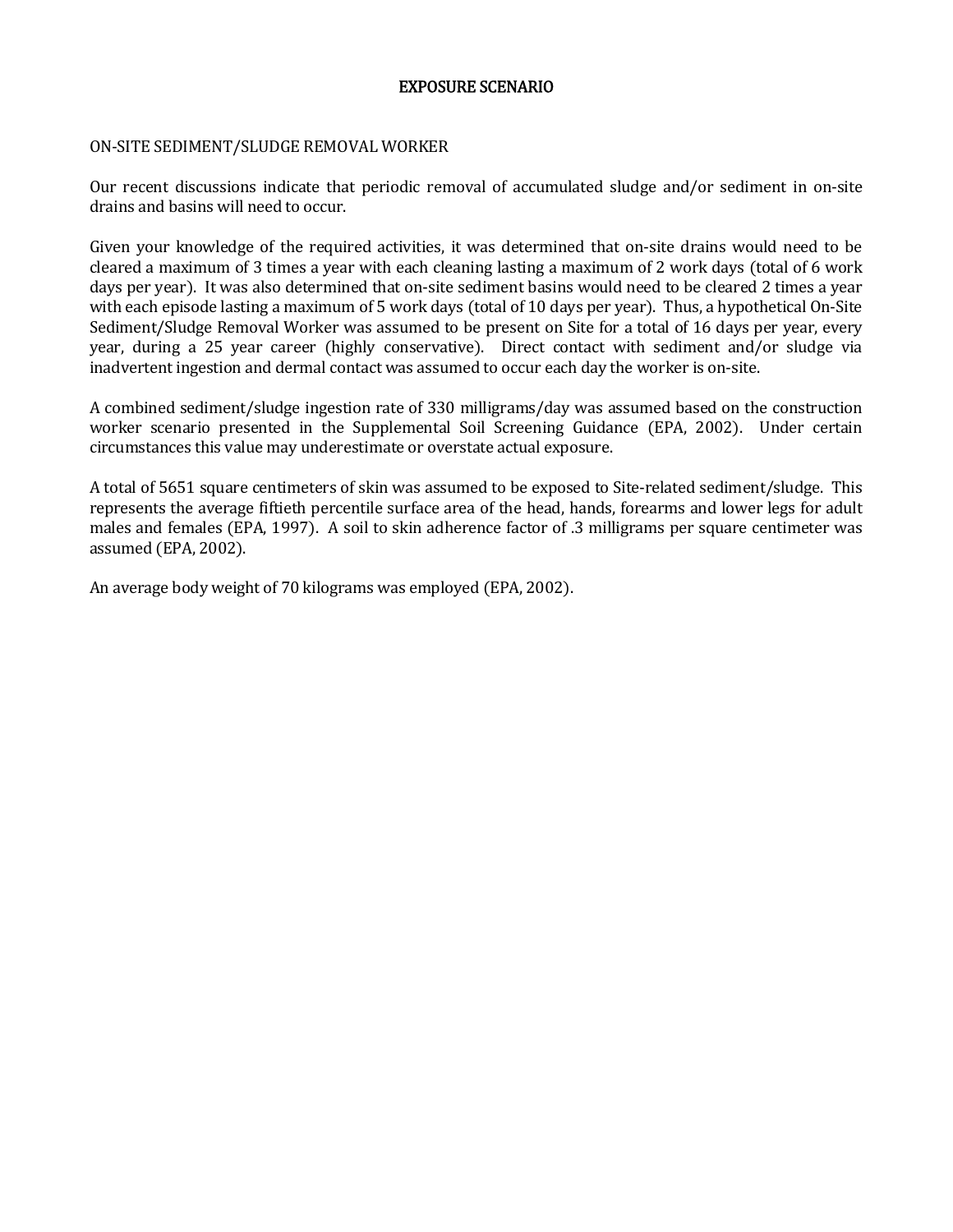# EXPOSURE SCENARIO

## ON-SITE SEDIMENT/SLUDGE REMOVAL WORKER

Our recent discussions indicate that periodic removal of accumulated sludge and/or sediment in on-site drains and basins will need to occur.

Given your knowledge of the required activities, it was determined that on-site drains would need to be cleared a maximum of 3 times a year with each cleaning lasting a maximum of 2 work days (total of 6 work days per year). It was also determined that on-site sediment basins would need to be cleared 2 times a year with each episode lasting a maximum of 5 work days (total of 10 days per year). Thus, a hypothetical On-Site Sediment/Sludge Removal Worker was assumed to be present on Site for a total of 16 days per year, every year, during a 25 year career (highly conservative). Direct contact with sediment and/or sludge via inadvertent ingestion and dermal contact was assumed to occur each day the worker is on-site.

A combined sediment/sludge ingestion rate of 330 milligrams/day was assumed based on the construction worker scenario presented in the Supplemental Soil Screening Guidance (EPA, 2002). Under certain circumstances this value may underestimate or overstate actual exposure.

A total of 5651 square centimeters of skin was assumed to be exposed to Site-related sediment/sludge. This represents the average fiftieth percentile surface area of the head, hands, forearms and lower legs for adult males and females (EPA, 1997). A soil to skin adherence factor of .3 milligrams per square centimeter was assumed (EPA, 2002).

An average body weight of 70 kilograms was employed (EPA, 2002).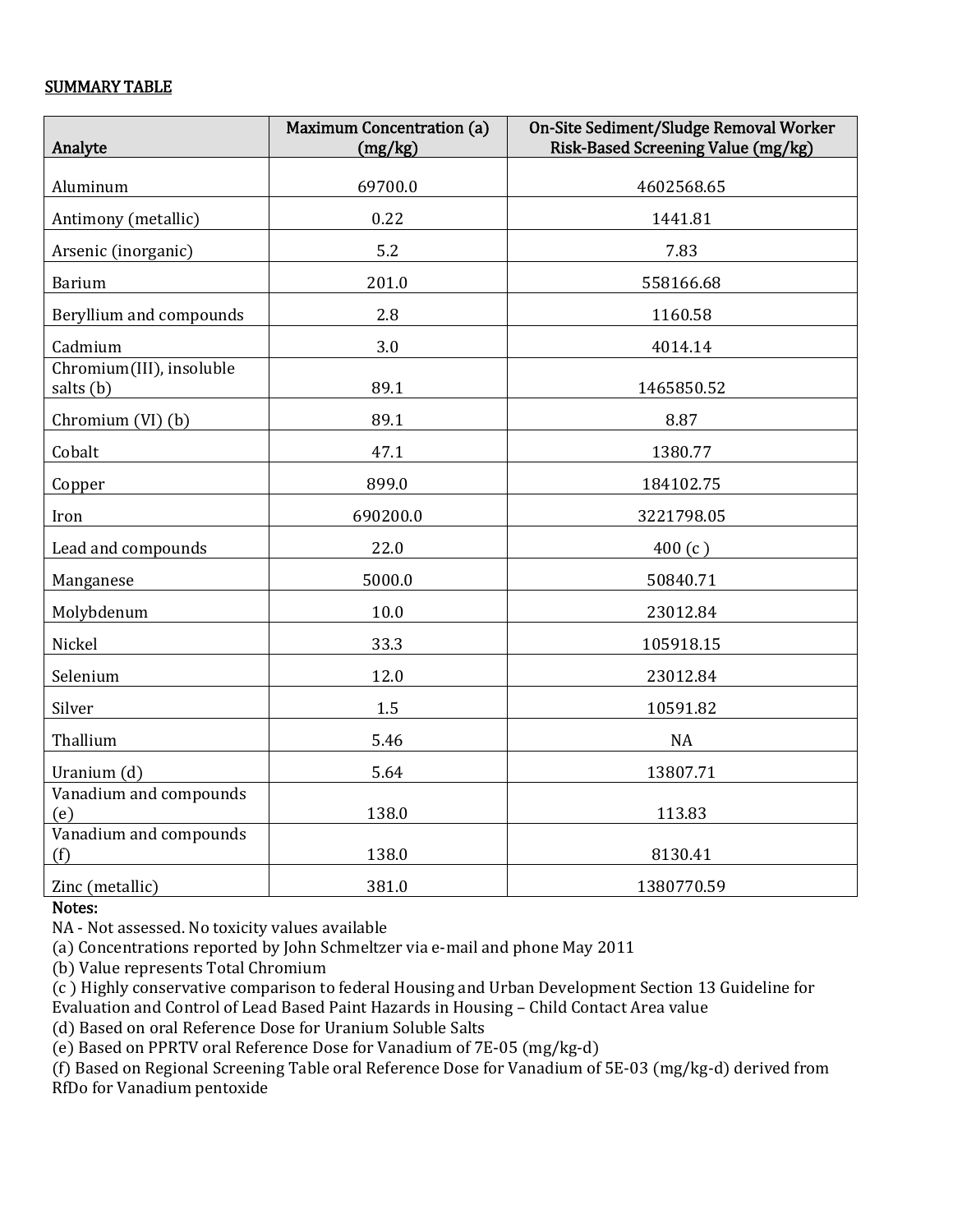SUMMARY TABLE

| Analyte | Maximum Concentration (a) (mg/kg) | On-Site Sediment/Sludge Removal Worker Risk-Based Screening Value (mg/kg) |
|---|---|---|
| Aluminum | 69700.0 | 4602568.65 |
| Antimony (metallic) | 0.22 | 1441.81 |
| Arsenic (inorganic) | 5.2 | 7.83 |
| Barium | 201.0 | 558166.68 |
| Beryllium and compounds | 2.8 | 1160.58 |
| Cadmium | 3.0 | 4014.14 |
| Chromium(III), insoluble salts (b) | 89.1 | 1465850.52 |
| Chromium (VI) (b) | 89.1 | 8.87 |
| Cobalt | 47.1 | 1380.77 |
| Copper | 899.0 | 184102.75 |
| Iron | 690200.0 | 3221798.05 |
| Lead and compounds | 22.0 | 400 (c ) |
| Manganese | 5000.0 | 50840.71 |
| Molybdenum | 10.0 | 23012.84 |
| Nickel | 33.3 | 105918.15 |
| Selenium | 12.0 | 23012.84 |
| Silver | 1.5 | 10591.82 |
| Thallium | 5.46 | NA |
| Uranium (d) | 5.64 | 13807.71 |
| Vanadium and compounds (e) | 138.0 | 113.83 |
| Vanadium and compounds (f) | 138.0 | 8130.41 |
| Zinc (metallic) | 381.0 | 1380770.59 |

**Notes:**

NA - Not assessed. No toxicity values available

(a) Concentrations reported by John Schmeltzer via e-mail and phone May 2011

(b) Value represents Total Chromium

(c ) Highly conservative comparison to federal Housing and Urban Development Section 13 Guideline for Evaluation and Control of Lead Based Paint Hazards in Housing – Child Contact Area value

(d) Based on oral Reference Dose for Uranium Soluble Salts

(e) Based on PPRTV oral Reference Dose for Vanadium of 7E-05 (mg/kg-d)

(f) Based on Regional Screening Table oral Reference Dose for Vanadium of 5E-03 (mg/kg-d) derived from RfDo for Vanadium pentoxide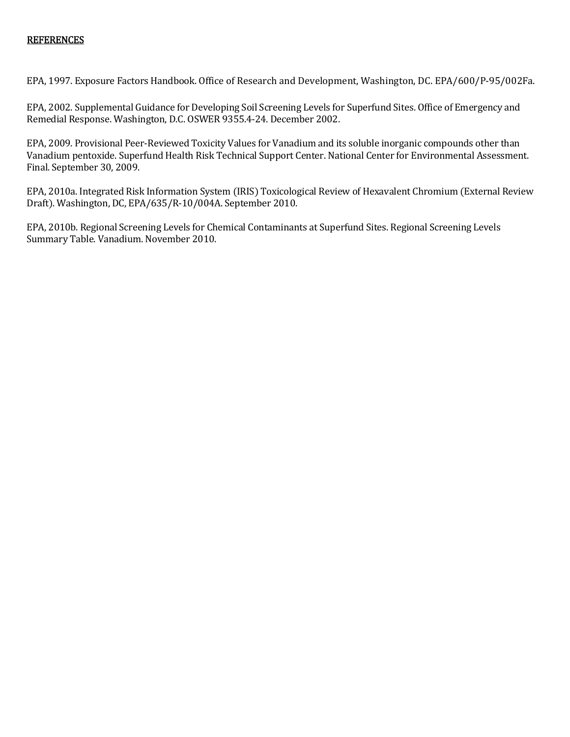## REFERENCES

EPA, 1997. Exposure Factors Handbook. Office of Research and Development, Washington, DC. EPA/600/P-95/002Fa.

EPA, 2002. Supplemental Guidance for Developing Soil Screening Levels for Superfund Sites. Office of Emergency and Remedial Response. Washington, D.C. OSWER 9355.4-24. December 2002.

EPA, 2009. Provisional Peer-Reviewed Toxicity Values for Vanadium and its soluble inorganic compounds other than Vanadium pentoxide. Superfund Health Risk Technical Support Center. National Center for Environmental Assessment. Final. September 30, 2009.

EPA, 2010a. Integrated Risk Information System (IRIS) Toxicological Review of Hexavalent Chromium (External Review Draft). Washington, DC, EPA/635/R-10/004A. September 2010.

EPA, 2010b. Regional Screening Levels for Chemical Contaminants at Superfund Sites. Regional Screening Levels Summary Table. Vanadium. November 2010.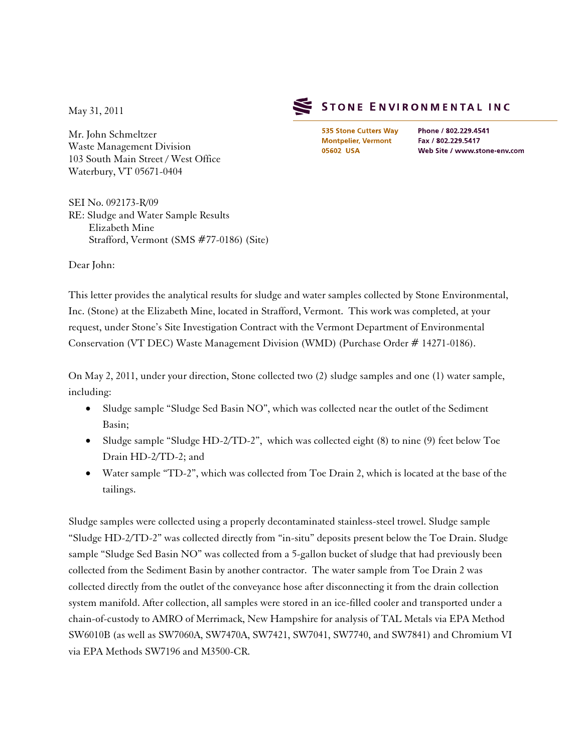May 31, 2011

**STONE ENVIRONMENTAL INC**

535 Stone Cutters Way
Montpelier, Vermont
05602 USA

Phone / 802.229.4541
Fax / 802.229.5417
Web Site / www.stone-env.com

Mr. John Schmeltzer
Waste Management Division
103 South Main Street / West Office
Waterbury, VT 05671-0404

SEI No. 092173-R/09
RE: Sludge and Water Sample Results
Elizabeth Mine
Strafford, Vermont (SMS #77-0186) (Site)

Dear John:

This letter provides the analytical results for sludge and water samples collected by Stone Environmental, Inc. (Stone) at the Elizabeth Mine, located in Strafford, Vermont. This work was completed, at your request, under Stone's Site Investigation Contract with the Vermont Department of Environmental Conservation (VT DEC) Waste Management Division (WMD) (Purchase Order # 14271-0186).

On May 2, 2011, under your direction, Stone collected two (2) sludge samples and one (1) water sample, including:

- Sludge sample "Sludge Sed Basin NO", which was collected near the outlet of the Sediment Basin;
- Sludge sample "Sludge HD-2/TD-2", which was collected eight (8) to nine (9) feet below Toe Drain HD-2/TD-2; and
- Water sample "TD-2", which was collected from Toe Drain 2, which is located at the base of the tailings.

Sludge samples were collected using a properly decontaminated stainless-steel trowel. Sludge sample "Sludge HD-2/TD-2" was collected directly from "in-situ" deposits present below the Toe Drain. Sludge sample "Sludge Sed Basin NO" was collected from a 5-gallon bucket of sludge that had previously been collected from the Sediment Basin by another contractor. The water sample from Toe Drain 2 was collected directly from the outlet of the conveyance hose after disconnecting it from the drain collection system manifold. After collection, all samples were stored in an ice-filled cooler and transported under a chain-of-custody to AMRO of Merrimack, New Hampshire for analysis of TAL Metals via EPA Method SW6010B (as well as SW7060A, SW7470A, SW7421, SW7041, SW7740, and SW7841) and Chromium VI via EPA Methods SW7196 and M3500-CR.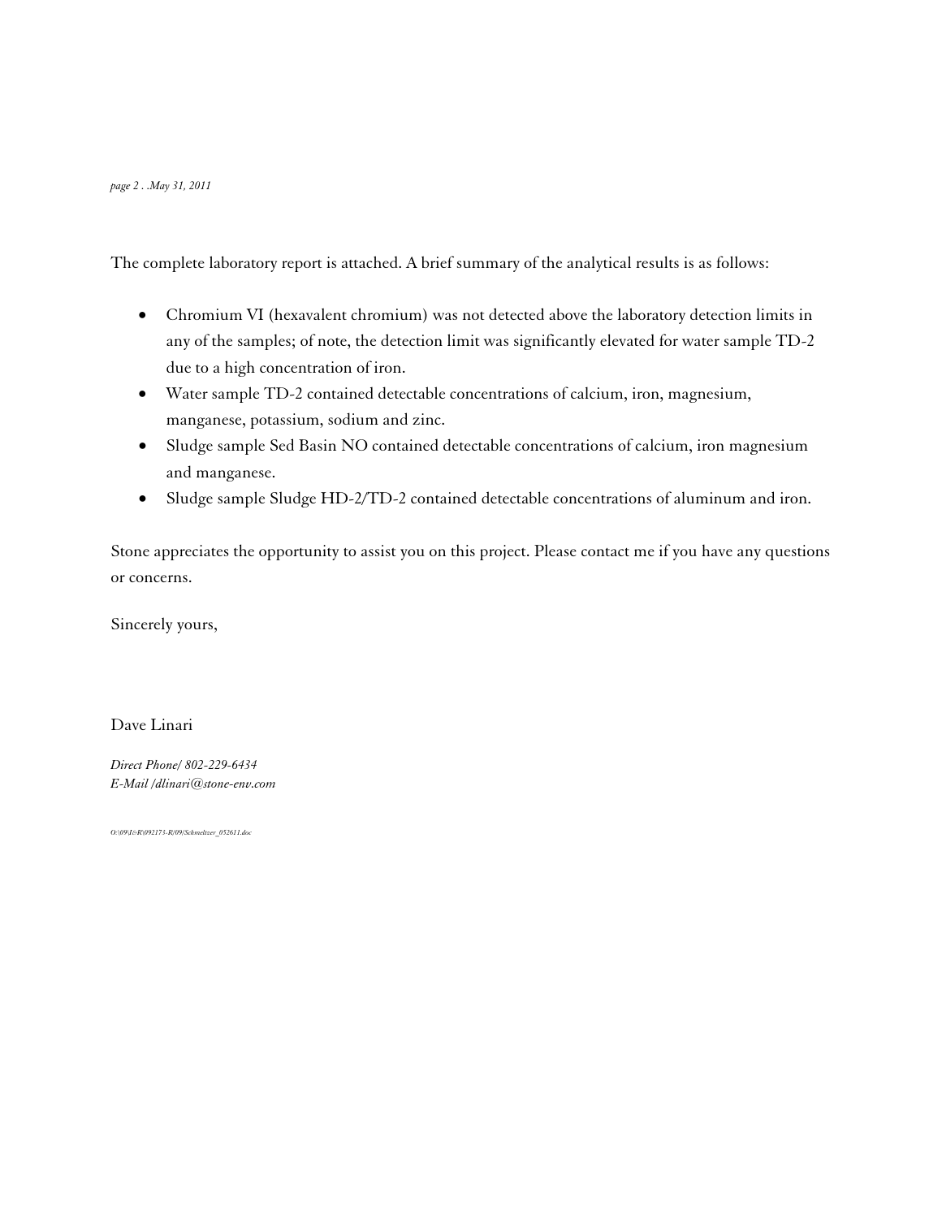The complete laboratory report is attached. A brief summary of the analytical results is as follows:

- Chromium VI (hexavalent chromium) was not detected above the laboratory detection limits in any of the samples; of note, the detection limit was significantly elevated for water sample TD-2 due to a high concentration of iron.
- Water sample TD-2 contained detectable concentrations of calcium, iron, magnesium, manganese, potassium, sodium and zinc.
- Sludge sample Sed Basin NO contained detectable concentrations of calcium, iron magnesium and manganese.
- Sludge sample Sludge HD-2/TD-2 contained detectable concentrations of aluminum and iron.

Stone appreciates the opportunity to assist you on this project. Please contact me if you have any questions or concerns.

Sincerely yours,

Dave Linari

*Direct Phone/ 802-229-6434*
*E-Mail /dlinari@stone-env.com*

*O:\09\I&R\092173-R/09/Schmeltzer_052611.doc*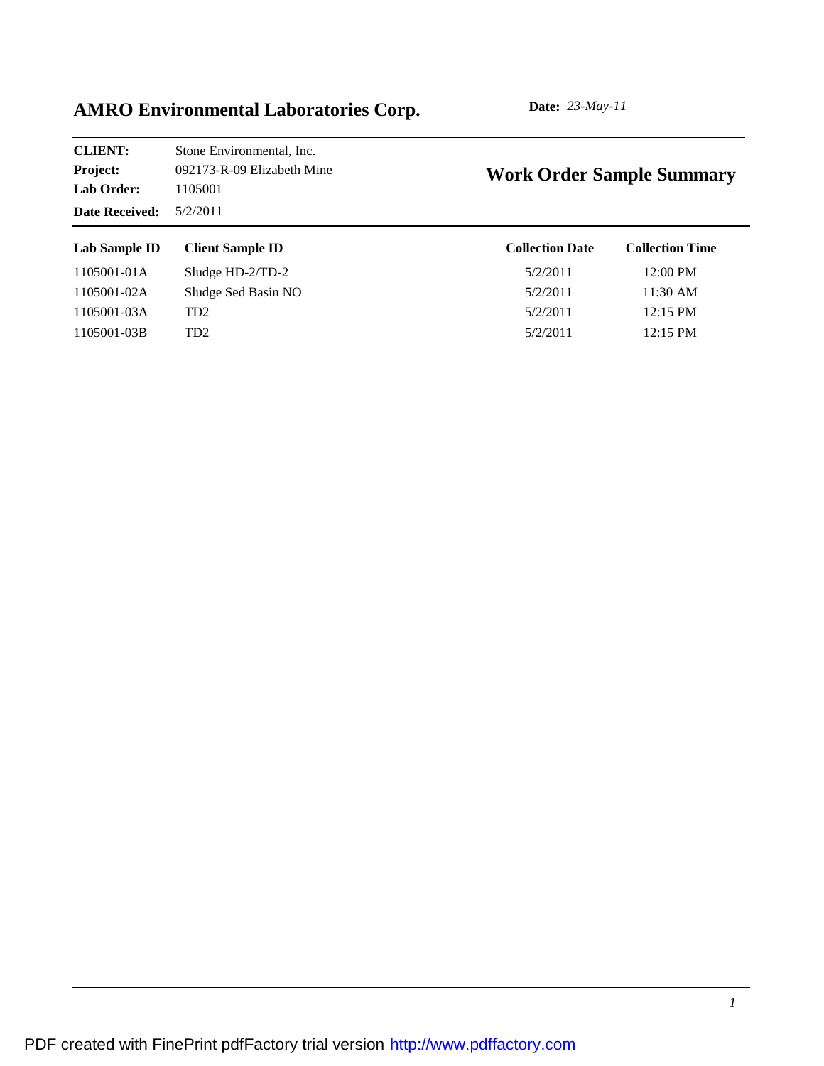# AMRO Environmental Laboratories Corp.

**Date:** *23-May-11*

**CLIENT:** Stone Environmental, Inc.
**Project:** 092173-R-09 Elizabeth Mine
**Lab Order:** 1105001
**Date Received:** 5/2/2011

## Work Order Sample Summary

| Lab Sample ID | Client Sample ID | Collection Date | Collection Time |
|---|---|---|---|
| 1105001-01A | Sludge HD-2/TD-2 | 5/2/2011 | 12:00 PM |
| 1105001-02A | Sludge Sed Basin NO | 5/2/2011 | 11:30 AM |
| 1105001-03A | TD2 | 5/2/2011 | 12:15 PM |
| 1105001-03B | TD2 | 5/2/2011 | 12:15 PM |

PDF created with FinePrint pdfFactory trial version http://www.pdffactory.com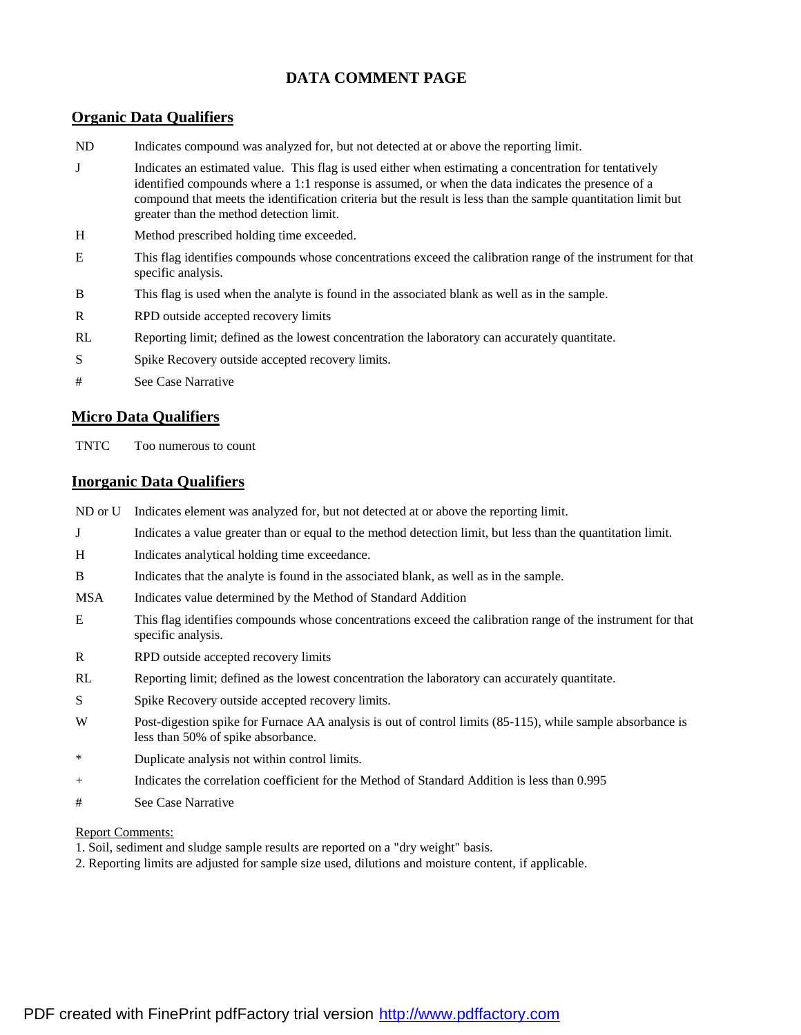# DATA COMMENT PAGE

## Organic Data Qualifiers

| | |
|---|---|
| ND | Indicates compound was analyzed for, but not detected at or above the reporting limit. |
| J | Indicates an estimated value. This flag is used either when estimating a concentration for tentatively identified compounds where a 1:1 response is assumed, or when the data indicates the presence of a compound that meets the identification criteria but the result is less than the sample quantitation limit but greater than the method detection limit. |
| H | Method prescribed holding time exceeded. |
| E | This flag identifies compounds whose concentrations exceed the calibration range of the instrument for that specific analysis. |
| B | This flag is used when the analyte is found in the associated blank as well as in the sample. |
| R | RPD outside accepted recovery limits |
| RL | Reporting limit; defined as the lowest concentration the laboratory can accurately quantitate. |
| S | Spike Recovery outside accepted recovery limits. |
| # | See Case Narrative |

## Micro Data Qualifiers

| | |
|---|---|
| TNTC | Too numerous to count |

## Inorganic Data Qualifiers

| | |
|---|---|
| ND or U | Indicates element was analyzed for, but not detected at or above the reporting limit. |
| J | Indicates a value greater than or equal to the method detection limit, but less than the quantitation limit. |
| H | Indicates analytical holding time exceedance. |
| B | Indicates that the analyte is found in the associated blank, as well as in the sample. |
| MSA | Indicates value determined by the Method of Standard Addition |
| E | This flag identifies compounds whose concentrations exceed the calibration range of the instrument for that specific analysis. |
| R | RPD outside accepted recovery limits |
| RL | Reporting limit; defined as the lowest concentration the laboratory can accurately quantitate. |
| S | Spike Recovery outside accepted recovery limits. |
| W | Post-digestion spike for Furnace AA analysis is out of control limits (85-115), while sample absorbance is less than 50% of spike absorbance. |
| * | Duplicate analysis not within control limits. |
| + | Indicates the correlation coefficient for the Method of Standard Addition is less than 0.995 |
| # | See Case Narrative |

Report Comments:

1. Soil, sediment and sludge sample results are reported on a "dry weight" basis.
2. Reporting limits are adjusted for sample size used, dilutions and moisture content, if applicable.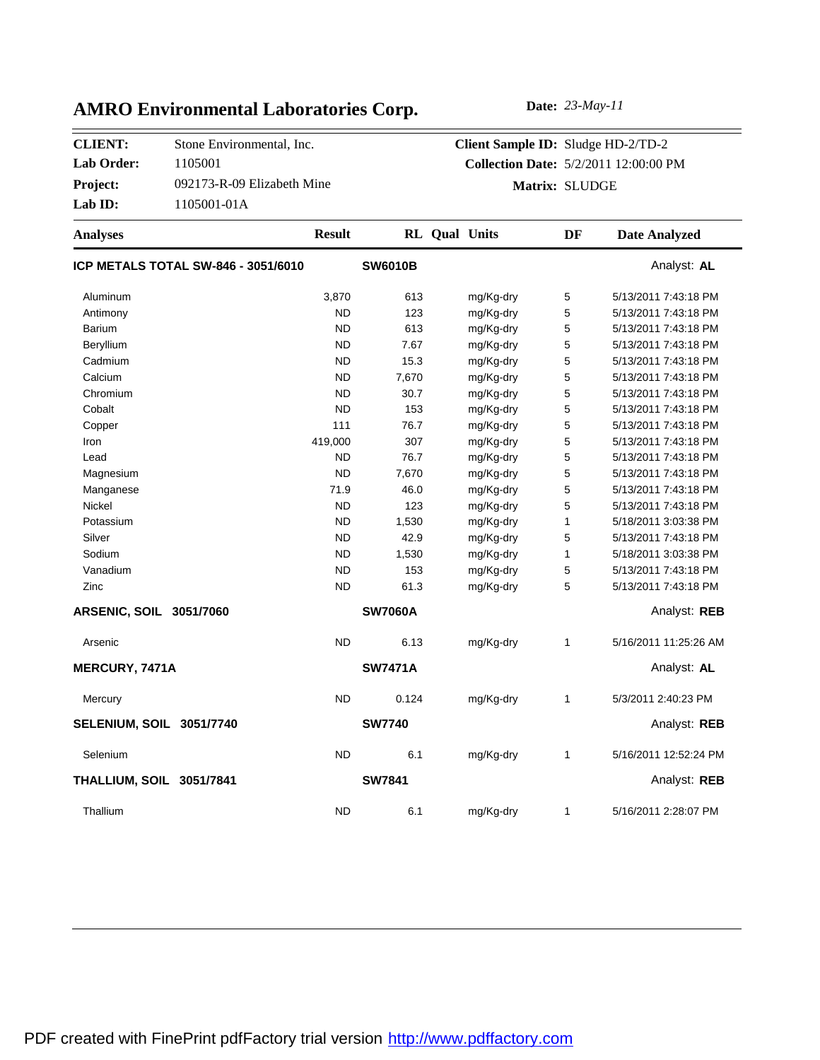# AMRO Environmental Laboratories Corp.

**Date:** *23-May-11*

| | | | |
|---|---|---|---|
| **CLIENT:** | Stone Environmental, Inc. | **Client Sample ID:** | Sludge HD-2/TD-2 |
| **Lab Order:** | 1105001 | **Collection Date:** | 5/2/2011 12:00:00 PM |
| **Project:** | 092173-R-09 Elizabeth Mine | **Matrix:** | SLUDGE |
| **Lab ID:** | 1105001-01A | | |

| Analyses | Result | RL | Qual | Units | DF | Date Analyzed |
|---|---|---|---|---|---|---|
| **ICP METALS TOTAL SW-846 - 3051/6010** | | **SW6010B** | | | | Analyst: **AL** |
| Aluminum | 3,870 | 613 | | mg/Kg-dry | 5 | 5/13/2011 7:43:18 PM |
| Antimony | ND | 123 | | mg/Kg-dry | 5 | 5/13/2011 7:43:18 PM |
| Barium | ND | 613 | | mg/Kg-dry | 5 | 5/13/2011 7:43:18 PM |
| Beryllium | ND | 7.67 | | mg/Kg-dry | 5 | 5/13/2011 7:43:18 PM |
| Cadmium | ND | 15.3 | | mg/Kg-dry | 5 | 5/13/2011 7:43:18 PM |
| Calcium | ND | 7,670 | | mg/Kg-dry | 5 | 5/13/2011 7:43:18 PM |
| Chromium | ND | 30.7 | | mg/Kg-dry | 5 | 5/13/2011 7:43:18 PM |
| Cobalt | ND | 153 | | mg/Kg-dry | 5 | 5/13/2011 7:43:18 PM |
| Copper | 111 | 76.7 | | mg/Kg-dry | 5 | 5/13/2011 7:43:18 PM |
| Iron | 419,000 | 307 | | mg/Kg-dry | 5 | 5/13/2011 7:43:18 PM |
| Lead | ND | 76.7 | | mg/Kg-dry | 5 | 5/13/2011 7:43:18 PM |
| Magnesium | ND | 7,670 | | mg/Kg-dry | 5 | 5/13/2011 7:43:18 PM |
| Manganese | 71.9 | 46.0 | | mg/Kg-dry | 5 | 5/13/2011 7:43:18 PM |
| Nickel | ND | 123 | | mg/Kg-dry | 5 | 5/13/2011 7:43:18 PM |
| Potassium | ND | 1,530 | | mg/Kg-dry | 1 | 5/18/2011 3:03:38 PM |
| Silver | ND | 42.9 | | mg/Kg-dry | 5 | 5/13/2011 7:43:18 PM |
| Sodium | ND | 1,530 | | mg/Kg-dry | 1 | 5/18/2011 3:03:38 PM |
| Vanadium | ND | 153 | | mg/Kg-dry | 5 | 5/13/2011 7:43:18 PM |
| Zinc | ND | 61.3 | | mg/Kg-dry | 5 | 5/13/2011 7:43:18 PM |
| **ARSENIC, SOIL 3051/7060** | | **SW7060A** | | | | Analyst: **REB** |
| Arsenic | ND | 6.13 | | mg/Kg-dry | 1 | 5/16/2011 11:25:26 AM |
| **MERCURY, 7471A** | | **SW7471A** | | | | Analyst: **AL** |
| Mercury | ND | 0.124 | | mg/Kg-dry | 1 | 5/3/2011 2:40:23 PM |
| **SELENIUM, SOIL 3051/7740** | | **SW7740** | | | | Analyst: **REB** |
| Selenium | ND | 6.1 | | mg/Kg-dry | 1 | 5/16/2011 12:52:24 PM |
| **THALLIUM, SOIL 3051/7841** | | **SW7841** | | | | Analyst: **REB** |
| Thallium | ND | 6.1 | | mg/Kg-dry | 1 | 5/16/2011 2:28:07 PM |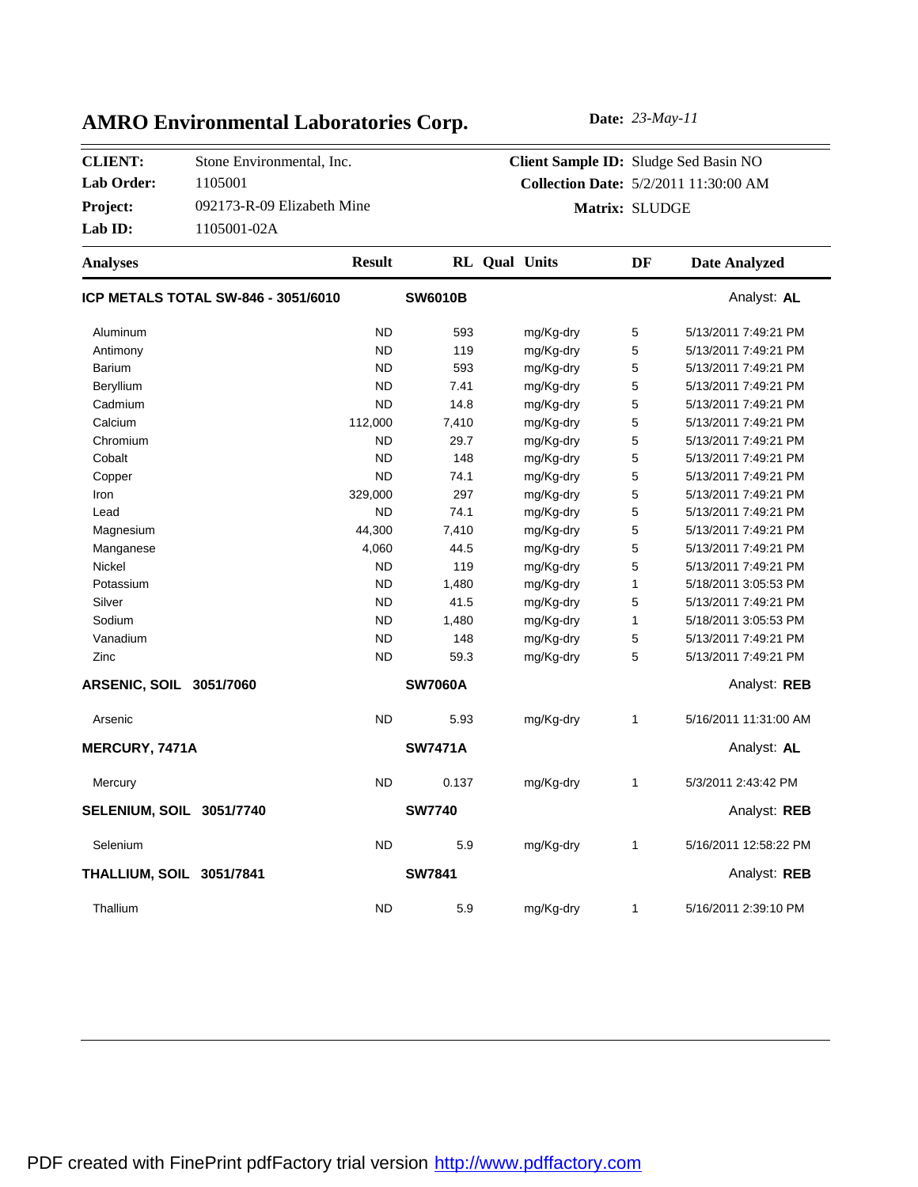# AMRO Environmental Laboratories Corp.

**Date:** *23-May-11*

| | | | |
|---|---|---|---|
| **CLIENT:** | Stone Environmental, Inc. | **Client Sample ID:** | Sludge Sed Basin NO |
| **Lab Order:** | 1105001 | **Collection Date:** | 5/2/2011 11:30:00 AM |
| **Project:** | 092173-R-09 Elizabeth Mine | **Matrix:** | SLUDGE |
| **Lab ID:** | 1105001-02A | | |

| Analyses | Result | RL | Qual | Units | DF | Date Analyzed |
|---|---|---|---|---|---|---|
| **ICP METALS TOTAL SW-846 - 3051/6010** | **SW6010B** | | | | | Analyst: **AL** |
| Aluminum | ND | 593 | | mg/Kg-dry | 5 | 5/13/2011 7:49:21 PM |
| Antimony | ND | 119 | | mg/Kg-dry | 5 | 5/13/2011 7:49:21 PM |
| Barium | ND | 593 | | mg/Kg-dry | 5 | 5/13/2011 7:49:21 PM |
| Beryllium | ND | 7.41 | | mg/Kg-dry | 5 | 5/13/2011 7:49:21 PM |
| Cadmium | ND | 14.8 | | mg/Kg-dry | 5 | 5/13/2011 7:49:21 PM |
| Calcium | 112,000 | 7,410 | | mg/Kg-dry | 5 | 5/13/2011 7:49:21 PM |
| Chromium | ND | 29.7 | | mg/Kg-dry | 5 | 5/13/2011 7:49:21 PM |
| Cobalt | ND | 148 | | mg/Kg-dry | 5 | 5/13/2011 7:49:21 PM |
| Copper | ND | 74.1 | | mg/Kg-dry | 5 | 5/13/2011 7:49:21 PM |
| Iron | 329,000 | 297 | | mg/Kg-dry | 5 | 5/13/2011 7:49:21 PM |
| Lead | ND | 74.1 | | mg/Kg-dry | 5 | 5/13/2011 7:49:21 PM |
| Magnesium | 44,300 | 7,410 | | mg/Kg-dry | 5 | 5/13/2011 7:49:21 PM |
| Manganese | 4,060 | 44.5 | | mg/Kg-dry | 5 | 5/13/2011 7:49:21 PM |
| Nickel | ND | 119 | | mg/Kg-dry | 5 | 5/13/2011 7:49:21 PM |
| Potassium | ND | 1,480 | | mg/Kg-dry | 1 | 5/18/2011 3:05:53 PM |
| Silver | ND | 41.5 | | mg/Kg-dry | 5 | 5/13/2011 7:49:21 PM |
| Sodium | ND | 1,480 | | mg/Kg-dry | 1 | 5/18/2011 3:05:53 PM |
| Vanadium | ND | 148 | | mg/Kg-dry | 5 | 5/13/2011 7:49:21 PM |
| Zinc | ND | 59.3 | | mg/Kg-dry | 5 | 5/13/2011 7:49:21 PM |
| **ARSENIC, SOIL 3051/7060** | **SW7060A** | | | | | Analyst: **REB** |
| Arsenic | ND | 5.93 | | mg/Kg-dry | 1 | 5/16/2011 11:31:00 AM |
| **MERCURY, 7471A** | **SW7471A** | | | | | Analyst: **AL** |
| Mercury | ND | 0.137 | | mg/Kg-dry | 1 | 5/3/2011 2:43:42 PM |
| **SELENIUM, SOIL 3051/7740** | **SW7740** | | | | | Analyst: **REB** |
| Selenium | ND | 5.9 | | mg/Kg-dry | 1 | 5/16/2011 12:58:22 PM |
| **THALLIUM, SOIL 3051/7841** | **SW7841** | | | | | Analyst: **REB** |
| Thallium | ND | 5.9 | | mg/Kg-dry | 1 | 5/16/2011 2:39:10 PM |

PDF created with FinePrint pdfFactory trial version http://www.pdffactory.com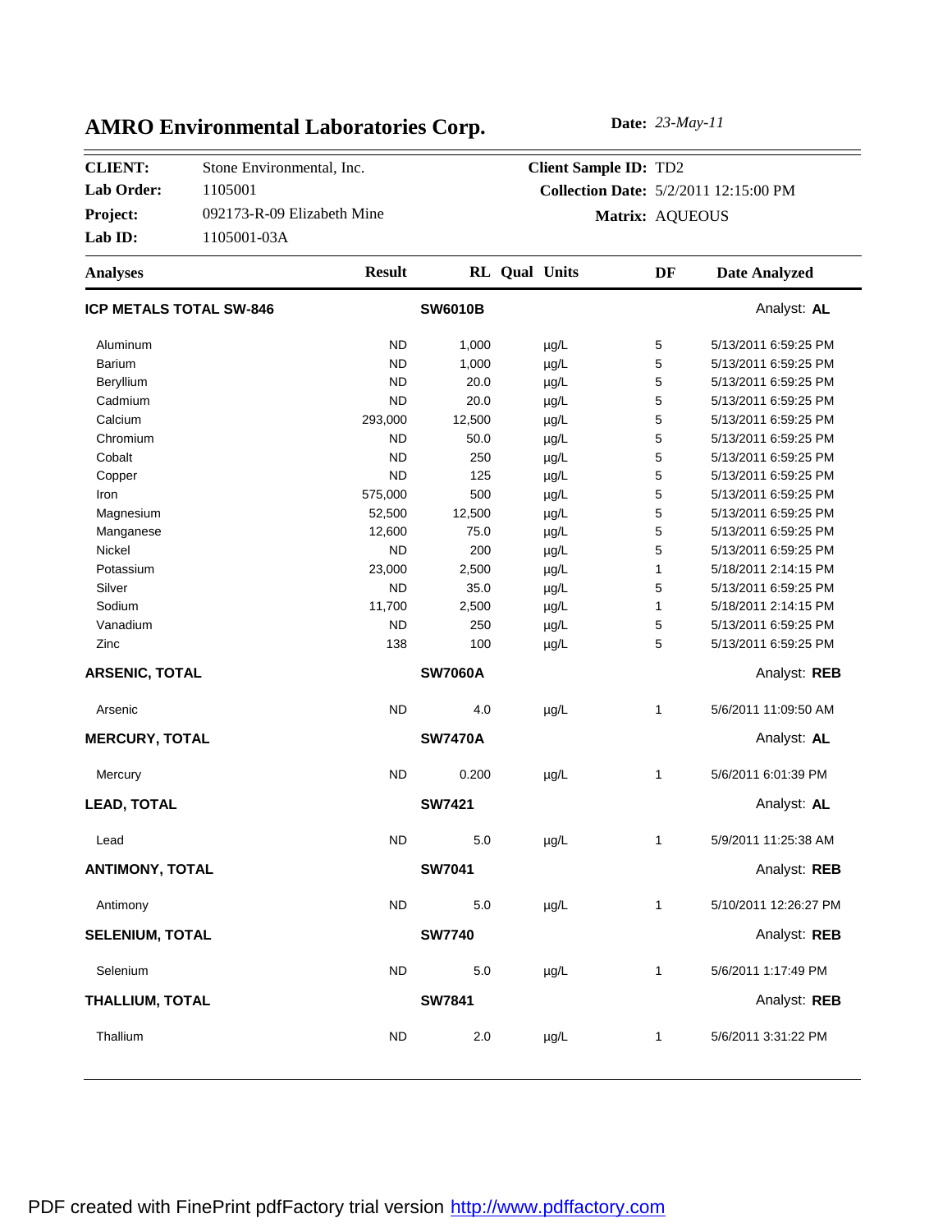# AMRO Environmental Laboratories Corp.

**Date:** *23-May-11*

| | | | |
|---|---|---|---|
| **CLIENT:** | Stone Environmental, Inc. | **Client Sample ID:** | TD2 |
| **Lab Order:** | 1105001 | **Collection Date:** | 5/2/2011 12:15:00 PM |
| **Project:** | 092173-R-09 Elizabeth Mine | **Matrix:** | AQUEOUS |
| **Lab ID:** | 1105001-03A | | |

| Analyses | Result | RL | Qual | Units | DF | Date Analyzed |
|---|---|---|---|---|---|---|
| **ICP METALS TOTAL SW-846** | | **SW6010B** | | | | Analyst: **AL** |
| Aluminum | ND | 1,000 | | µg/L | 5 | 5/13/2011 6:59:25 PM |
| Barium | ND | 1,000 | | µg/L | 5 | 5/13/2011 6:59:25 PM |
| Beryllium | ND | 20.0 | | µg/L | 5 | 5/13/2011 6:59:25 PM |
| Cadmium | ND | 20.0 | | µg/L | 5 | 5/13/2011 6:59:25 PM |
| Calcium | 293,000 | 12,500 | | µg/L | 5 | 5/13/2011 6:59:25 PM |
| Chromium | ND | 50.0 | | µg/L | 5 | 5/13/2011 6:59:25 PM |
| Cobalt | ND | 250 | | µg/L | 5 | 5/13/2011 6:59:25 PM |
| Copper | ND | 125 | | µg/L | 5 | 5/13/2011 6:59:25 PM |
| Iron | 575,000 | 500 | | µg/L | 5 | 5/13/2011 6:59:25 PM |
| Magnesium | 52,500 | 12,500 | | µg/L | 5 | 5/13/2011 6:59:25 PM |
| Manganese | 12,600 | 75.0 | | µg/L | 5 | 5/13/2011 6:59:25 PM |
| Nickel | ND | 200 | | µg/L | 5 | 5/13/2011 6:59:25 PM |
| Potassium | 23,000 | 2,500 | | µg/L | 1 | 5/18/2011 2:14:15 PM |
| Silver | ND | 35.0 | | µg/L | 5 | 5/13/2011 6:59:25 PM |
| Sodium | 11,700 | 2,500 | | µg/L | 1 | 5/18/2011 2:14:15 PM |
| Vanadium | ND | 250 | | µg/L | 5 | 5/13/2011 6:59:25 PM |
| Zinc | 138 | 100 | | µg/L | 5 | 5/13/2011 6:59:25 PM |
| **ARSENIC, TOTAL** | | **SW7060A** | | | | Analyst: **REB** |
| Arsenic | ND | 4.0 | | µg/L | 1 | 5/6/2011 11:09:50 AM |
| **MERCURY, TOTAL** | | **SW7470A** | | | | Analyst: **AL** |
| Mercury | ND | 0.200 | | µg/L | 1 | 5/6/2011 6:01:39 PM |
| **LEAD, TOTAL** | | **SW7421** | | | | Analyst: **AL** |
| Lead | ND | 5.0 | | µg/L | 1 | 5/9/2011 11:25:38 AM |
| **ANTIMONY, TOTAL** | | **SW7041** | | | | Analyst: **REB** |
| Antimony | ND | 5.0 | | µg/L | 1 | 5/10/2011 12:26:27 PM |
| **SELENIUM, TOTAL** | | **SW7740** | | | | Analyst: **REB** |
| Selenium | ND | 5.0 | | µg/L | 1 | 5/6/2011 1:17:49 PM |
| **THALLIUM, TOTAL** | | **SW7841** | | | | Analyst: **REB** |
| Thallium | ND | 2.0 | | µg/L | 1 | 5/6/2011 3:31:22 PM |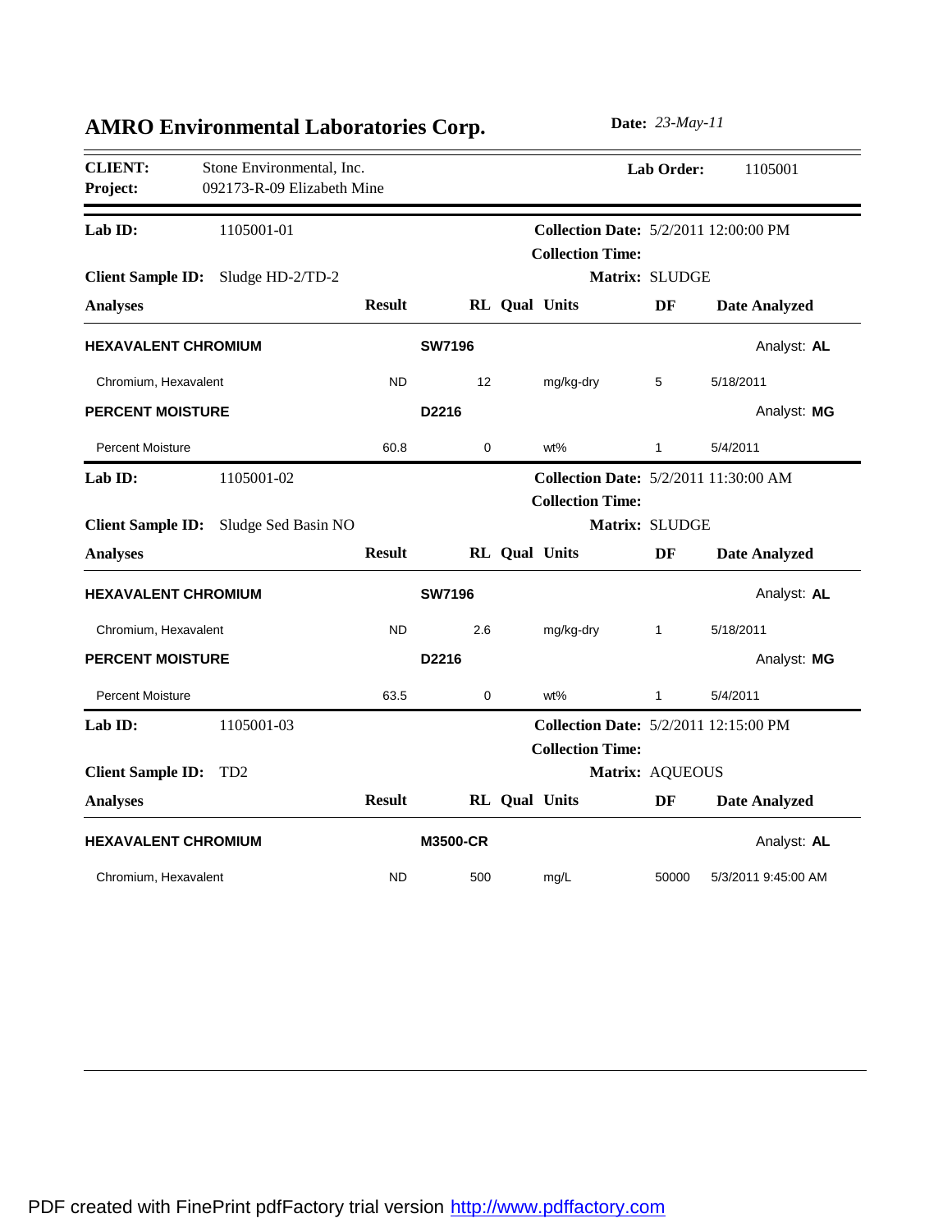## AMRO Environmental Laboratories Corp.

**Date:** *23-May-11*

**CLIENT:** Stone Environmental, Inc.
**Project:** 092173-R-09 Elizabeth Mine
**Lab Order:** 1105001

---

**Lab ID:** 1105001-01
**Collection Date:** 5/2/2011 12:00:00 PM
**Collection Time:**
**Client Sample ID:** Sludge HD-2/TD-2
**Matrix:** SLUDGE

| Analyses | Result | RL | Qual | Units | DF | Date Analyzed |
|---|---|---|---|---|---|---|
| **HEXAVALENT CHROMIUM** | | **SW7196** | | | | Analyst: **AL** |
| Chromium, Hexavalent | ND | 12 | | mg/kg-dry | 5 | 5/18/2011 |
| **PERCENT MOISTURE** | | **D2216** | | | | Analyst: **MG** |
| Percent Moisture | 60.8 | 0 | | wt% | 1 | 5/4/2011 |

---

**Lab ID:** 1105001-02
**Collection Date:** 5/2/2011 11:30:00 AM
**Collection Time:**
**Client Sample ID:** Sludge Sed Basin NO
**Matrix:** SLUDGE

| Analyses | Result | RL | Qual | Units | DF | Date Analyzed |
|---|---|---|---|---|---|---|
| **HEXAVALENT CHROMIUM** | | **SW7196** | | | | Analyst: **AL** |
| Chromium, Hexavalent | ND | 2.6 | | mg/kg-dry | 1 | 5/18/2011 |
| **PERCENT MOISTURE** | | **D2216** | | | | Analyst: **MG** |
| Percent Moisture | 63.5 | 0 | | wt% | 1 | 5/4/2011 |

---

**Lab ID:** 1105001-03
**Collection Date:** 5/2/2011 12:15:00 PM
**Collection Time:**
**Client Sample ID:** TD2
**Matrix:** AQUEOUS

| Analyses | Result | RL | Qual | Units | DF | Date Analyzed |
|---|---|---|---|---|---|---|
| **HEXAVALENT CHROMIUM** | | **M3500-CR** | | | | Analyst: **AL** |
| Chromium, Hexavalent | ND | 500 | | mg/L | 50000 | 5/3/2011 9:45:00 AM |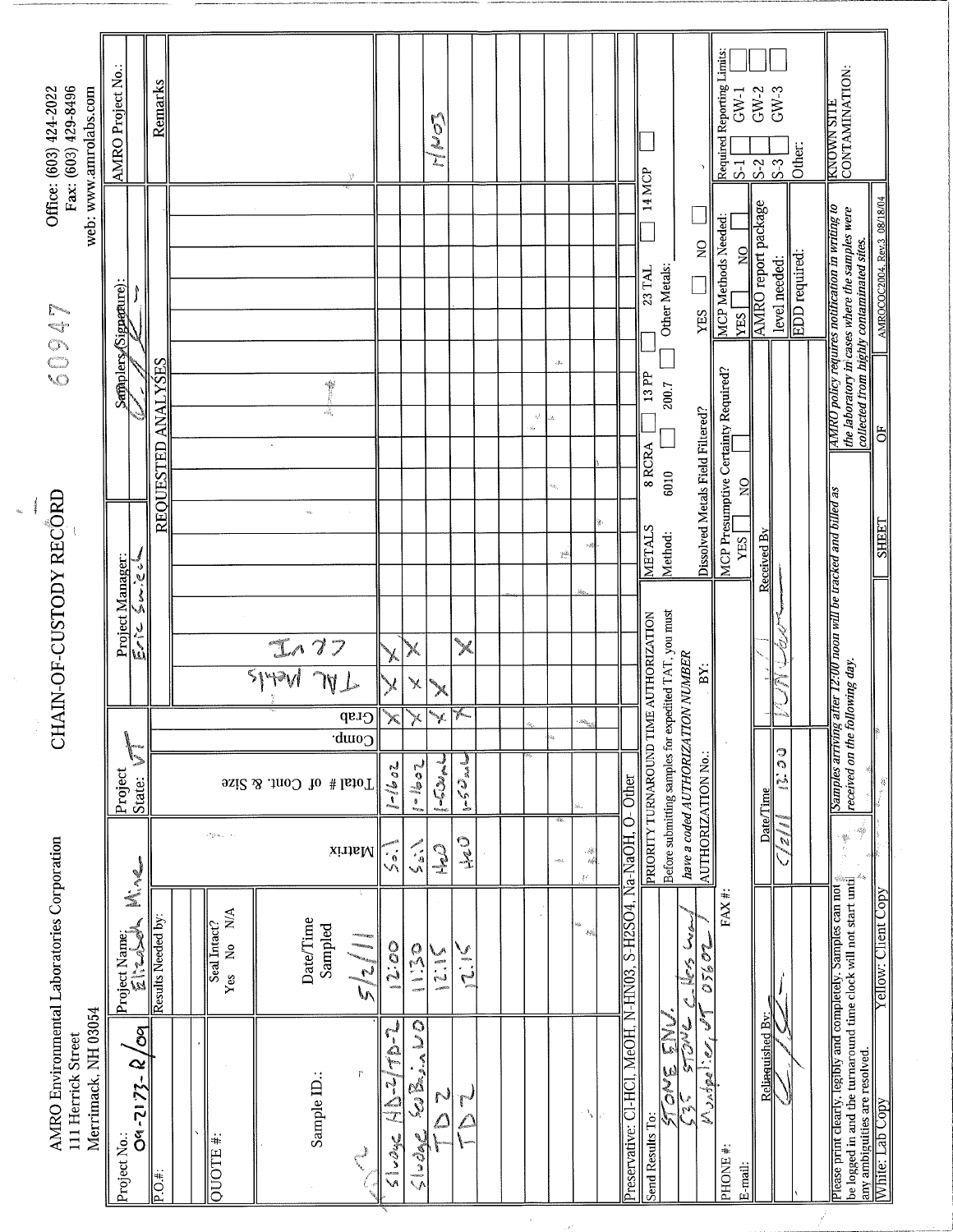AMRO Environmental Laboratories Corporation
111 Herrick Street
Merrimack, NH 03054

# CHAIN-OF-CUSTODY RECORD

60947

Office: (603) 424-2022
Fax: (603) 429-8496
web: www.amrolabs.com

| Project No.: 09-2173-R/09 | Project Name: Elizabeth Mine | Project State: VT | Project Manager: Eric Swiech | Samplers (Signature): | AMRO Project No.: |
|---|---|---|---|---|---|
| P.O.#: | Results Needed by: | | | | |
| QUOTE #: | Seal Intact? Yes No N/A | | | | |

| Sample ID.: | Date/Time Sampled 5/2/11 | Matrix | Total # of Cont. & Size | Comp. | Grab | TAL Metals | CR VI | Remarks |
|---|---|---|---|---|---|---|---|---|
| Sludge HD-2/TD-2 | 12:00 | Soil | 1-16oz | | X | X | X | |
| Sludge Sed Basin UO | 11:30 | Soil | 1-16oz | | X | X | X | |
| TD 2 | 12:15 | H2O | 1-500ml | | X | X | | HNO3 |
| TD 2 | 12:15 | H2O | 1-500ml | | X | | X | |

Preservative: Cl-HCl, MeOH, N-HNO3, S-H2SO4, Na-NaOH, O- Other

Send Results To:
Stone Env.
535 Stone Cutters Way
Montpelier, VT 05602

PRIORITY TURNAROUND TIME AUTHORIZATION
Before submitting samples for expedited TAT, you must *have a coded AUTHORIZATION NUMBER*
AUTHORIZATION No.: BY:

METALS 8 RCRA ☐ 13 PP ☐ 23 TAL ☐ 14 MCP ☐
Method: 6010 ☐ 200.7 ☐ Other Metals:
Dissolved Metals Field Filtered? YES ☐ NO ☐

PHONE #: FAX #:
E-mail:

MCP Presumptive Certainty Required? YES ☐ NO ☐
MCP Methods Needed: YES ☐ NO ☐
AMRO report package level needed:
EDD required:

Required Reporting Limits: S-1 ☐ GW-1 ☐ S-2 ☐ GW-2 ☐ S-3 ☐ GW-3 ☐ Other:

| Relinquished By: | Date/Time | Received By |
|---|---|---|
| (signature) | 5/2/11 13:00 | (signature) |

Please print clearly, legibly and completely. Samples can not be logged in and the turnaround time clock will not start until any ambiguities are resolved.

*Samples arriving after 12:00 noon will be tracked and billed as received on the following day.*

*AMRO policy requires notification in writing to the laboratory in cases where the samples were collected from highly contaminated sites.*

KNOWN SITE CONTAMINATION:

White: Lab Copy Yellow: Client Copy SHEET OF AMROCOC2004, Rev.3 08/18/04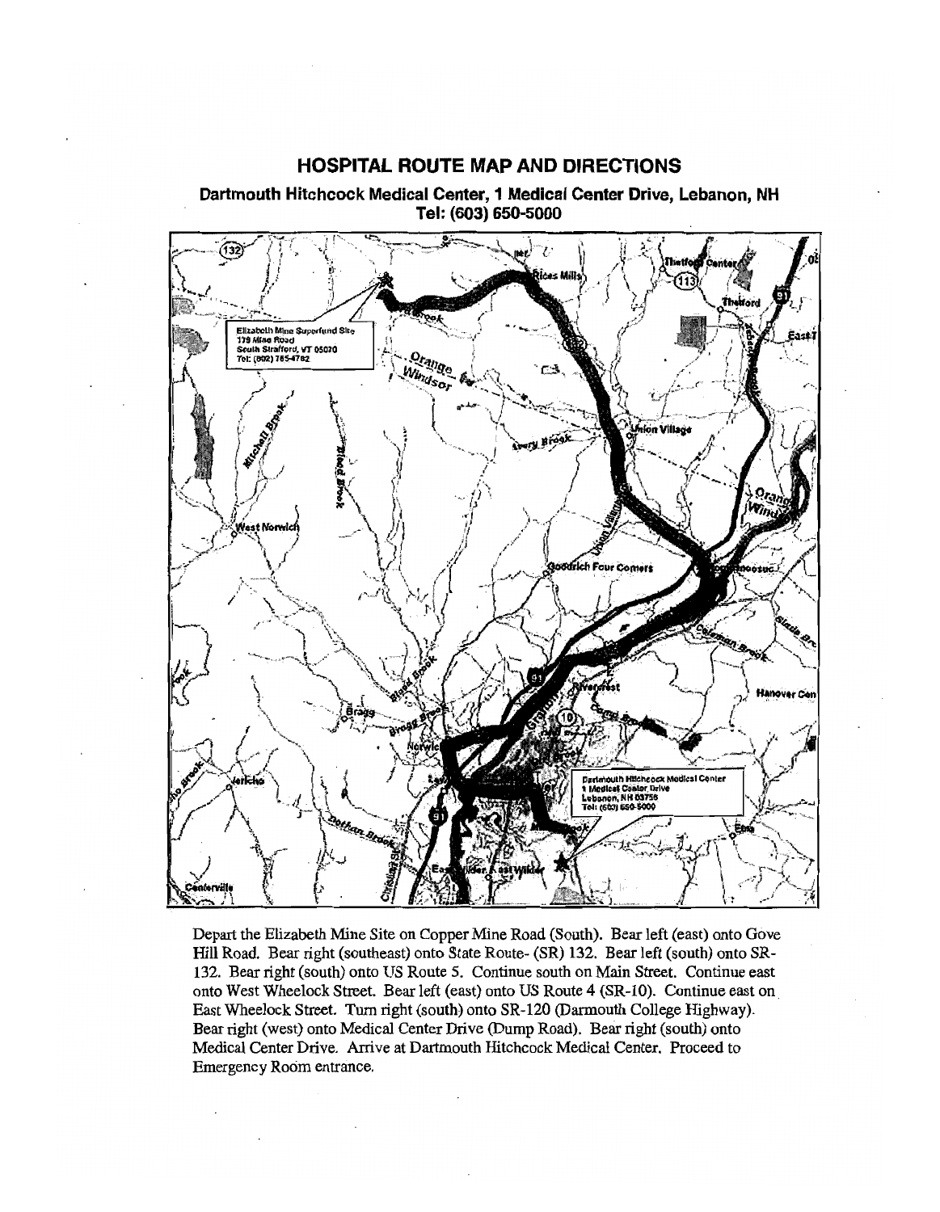## HOSPITAL ROUTE MAP AND DIRECTIONS

**Dartmouth Hitchcock Medical Center, 1 Medical Center Drive, Lebanon, NH**
**Tel: (603) 650-5000**

Depart the Elizabeth Mine Site on Copper Mine Road (South). Bear left (east) onto Gove Hill Road. Bear right (southeast) onto State Route- (SR) 132. Bear left (south) onto SR-132. Bear right (south) onto US Route 5. Continue south on Main Street. Continue east onto West Wheelock Street. Bear left (east) onto US Route 4 (SR-10). Continue east on East Wheelock Street. Turn right (south) onto SR-120 (Darmouth College Highway). Bear right (west) onto Medical Center Drive (Dump Road). Bear right (south) onto Medical Center Drive. Arrive at Dartmouth Hitchcock Medical Center. Proceed to Emergency Room entrance.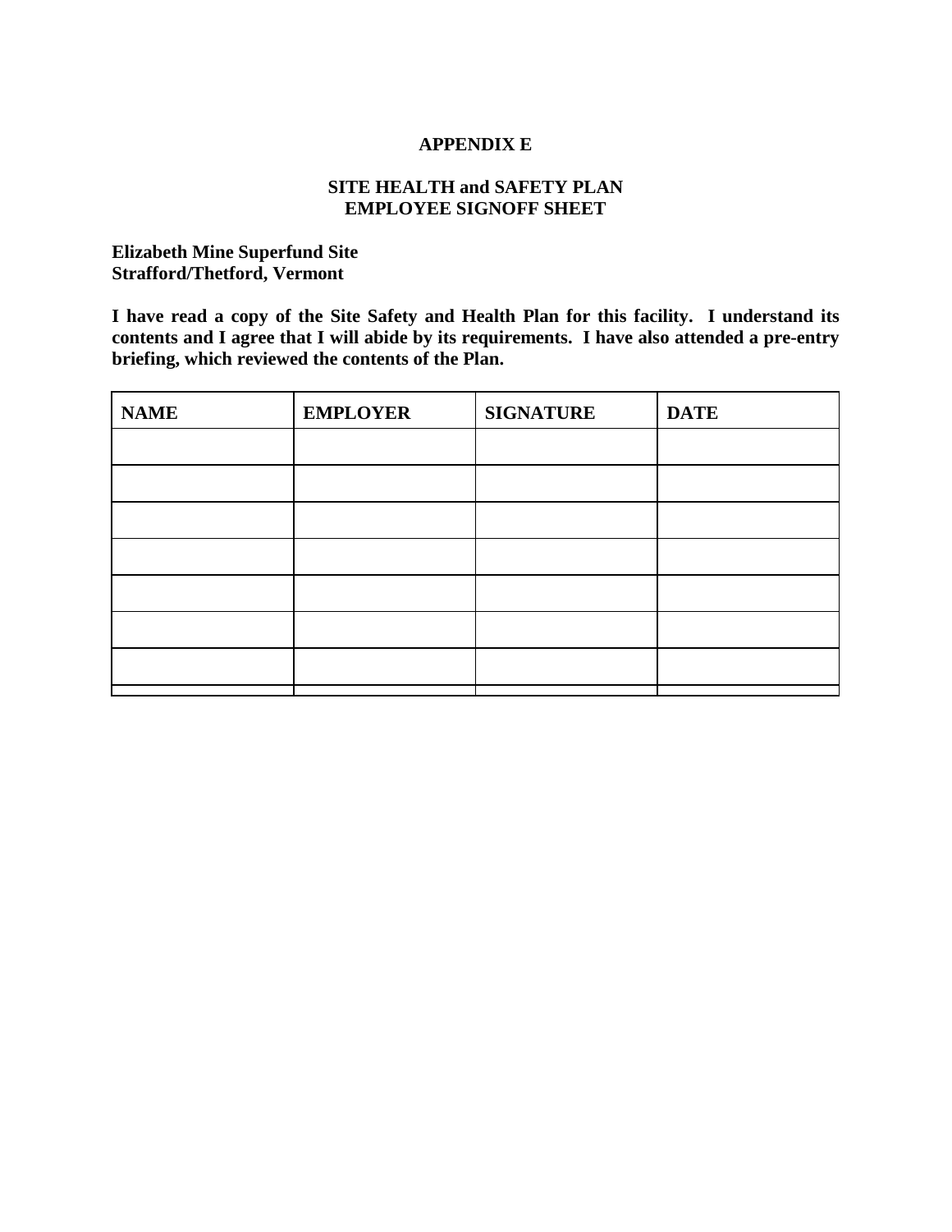**APPENDIX E**

**SITE HEALTH and SAFETY PLAN**
**EMPLOYEE SIGNOFF SHEET**

**Elizabeth Mine Superfund Site**
**Strafford/Thetford, Vermont**

**I have read a copy of the Site Safety and Health Plan for this facility. I understand its contents and I agree that I will abide by its requirements. I have also attended a pre-entry briefing, which reviewed the contents of the Plan.**

| NAME | EMPLOYER | SIGNATURE | DATE |
| --- | --- | --- | --- |
| | | | |
| | | | |
| | | | |
| | | | |
| | | | |
| | | | |
| | | | |
| | | | |